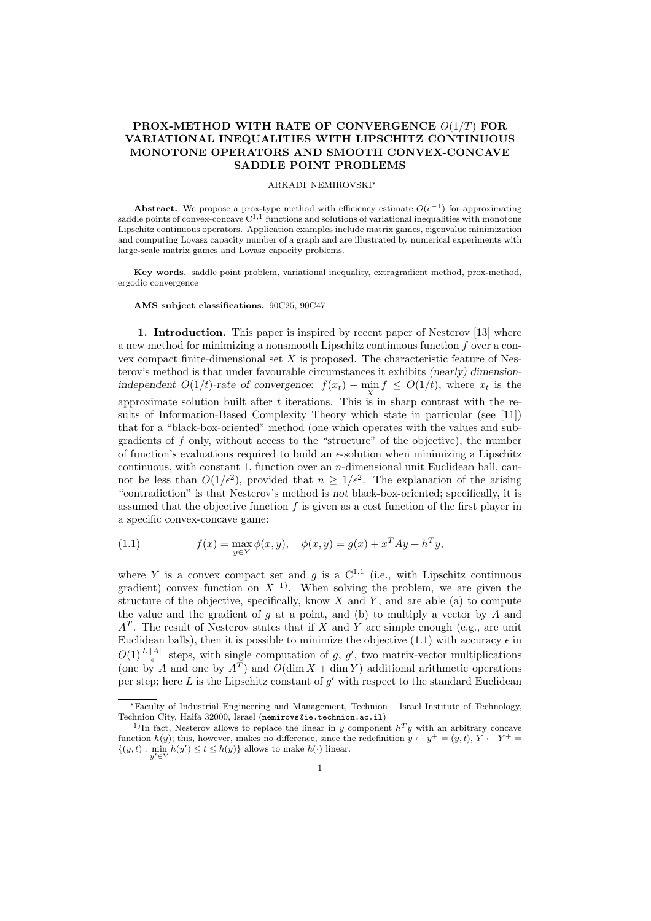# PROX-METHOD WITH RATE OF CONVERGENCE $O(1/T)$ FOR VARIATIONAL INEQUALITIES WITH LIPSCHITZ CONTINUOUS MONOTONE OPERATORS AND SMOOTH CONVEX-CONCAVE SADDLE POINT PROBLEMS

ARKADI NEMIROVSKI*

**Abstract.** We propose a prox-type method with efficiency estimate $O(\epsilon^{-1})$ for approximating saddle points of convex-concave $C^{1,1}$ functions and solutions of variational inequalities with monotone Lipschitz continuous operators. Application examples include matrix games, eigenvalue minimization and computing Lovasz capacity number of a graph and are illustrated by numerical experiments with large-scale matrix games and Lovasz capacity problems.

**Key words.** saddle point problem, variational inequality, extragradient method, prox-method, ergodic convergence

**AMS subject classifications.** 90C25, 90C47

## 1. Introduction.

This paper is inspired by recent paper of Nesterov [13] where a new method for minimizing a nonsmooth Lipschitz continuous function $f$ over a convex compact finite-dimensional set $X$ is proposed. The characteristic feature of Nesterov's method is that under favourable circumstances it exhibits *(nearly) dimension-independent $O(1/t)$-rate of convergence*: $f(x_t) - \min\limits_X f \leq O(1/t)$, where $x_t$ is the approximate solution built after $t$ iterations. This is in sharp contrast with the results of Information-Based Complexity Theory which state in particular (see [11]) that for a "black-box-oriented" method (one which operates with the values and subgradients of $f$ only, without access to the "structure" of the objective), the number of function's evaluations required to build an $\epsilon$-solution when minimizing a Lipschitz continuous, with constant 1, function over an $n$-dimensional unit Euclidean ball, cannot be less than $O(1/\epsilon^2)$, provided that $n \geq 1/\epsilon^2$. The explanation of the arising "contradiction" is that Nesterov's method is *not* black-box-oriented; specifically, it is assumed that the objective function $f$ is given as a cost function of the first player in a specific convex-concave game:

$$f(x) = \max_{y \in Y} \phi(x, y), \quad \phi(x, y) = g(x) + x^T A y + h^T y, \tag{1.1}$$

where $Y$ is a convex compact set and $g$ is a $C^{1,1}$ (i.e., with Lipschitz continuous gradient) convex function on $X$ [1)]. When solving the problem, we are given the structure of the objective, specifically, know $X$ and $Y$, and are able (a) to compute the value and the gradient of $g$ at a point, and (b) to multiply a vector by $A$ and $A^T$. The result of Nesterov states that if $X$ and $Y$ are simple enough (e.g., are unit Euclidean balls), then it is possible to minimize the objective (1.1) with accuracy $\epsilon$ in $O(1)\frac{L\|A\|}{\epsilon}$ steps, with single computation of $g$, $g'$, two matrix-vector multiplications (one by $A$ and one by $A^T$) and $O(\dim X + \dim Y)$ additional arithmetic operations per step; here $L$ is the Lipschitz constant of $g'$ with respect to the standard Euclidean

---

*Faculty of Industrial Engineering and Management, Technion – Israel Institute of Technology, Technion City, Haifa 32000, Israel (`nemirovs@ie.technion.ac.il`)

1) In fact, Nesterov allows to replace the linear in $y$ component $h^T y$ with an arbitrary concave function $h(y)$; this, however, makes no difference, since the redefinition $y \leftarrow y^+ = (y, t)$, $Y \leftarrow Y^+ = \{(y, t) : \min\limits_{y' \in Y} h(y') \leq t \leq h(y)\}$ allows to make $h(\cdot)$ linear.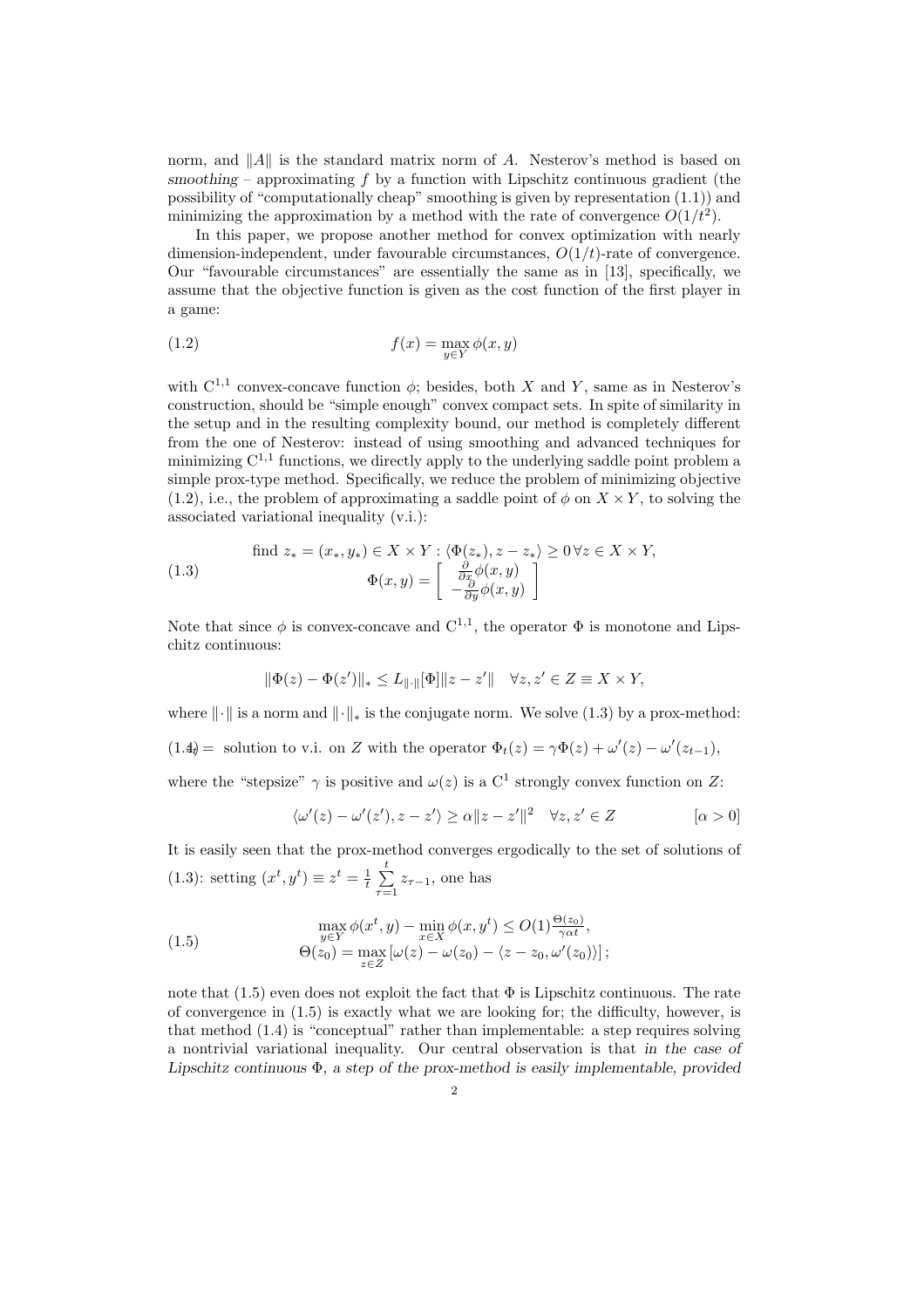norm, and $\|A\|$ is the standard matrix norm of $A$. Nesterov's method is based on *smoothing* – approximating $f$ by a function with Lipschitz continuous gradient (the possibility of "computationally cheap" smoothing is given by representation (1.1)) and minimizing the approximation by a method with the rate of convergence $O(1/t^2)$.

In this paper, we propose another method for convex optimization with nearly dimension-independent, under favourable circumstances, $O(1/t)$-rate of convergence. Our "favourable circumstances" are essentially the same as in [13], specifically, we assume that the objective function is given as the cost function of the first player in a game:

$$f(x) = \max_{y \in Y} \phi(x, y) \tag{1.2}$$

with $\mathrm{C}^{1,1}$ convex-concave function $\phi$; besides, both $X$ and $Y$, same as in Nesterov's construction, should be "simple enough" convex compact sets. In spite of similarity in the setup and in the resulting complexity bound, our method is completely different from the one of Nesterov: instead of using smoothing and advanced techniques for minimizing $\mathrm{C}^{1,1}$ functions, we directly apply to the underlying saddle point problem a simple prox-type method. Specifically, we reduce the problem of minimizing objective (1.2), i.e., the problem of approximating a saddle point of $\phi$ on $X \times Y$, to solving the associated variational inequality (v.i.):

$$\begin{array}{c} \text{find } z_* = (x_*, y_*) \in X \times Y : \langle \Phi(z_*), z - z_* \rangle \geq 0 \, \forall z \in X \times Y, \\ \Phi(x, y) = \begin{bmatrix} \frac{\partial}{\partial x} \phi(x, y) \\ -\frac{\partial}{\partial y} \phi(x, y) \end{bmatrix} \end{array} \tag{1.3}$$

Note that since $\phi$ is convex-concave and $\mathrm{C}^{1,1}$, the operator $\Phi$ is monotone and Lipschitz continuous:

$$\|\Phi(z) - \Phi(z')\|_* \leq L_{\|\cdot\|}[\Phi] \|z - z'\| \quad \forall z, z' \in Z \equiv X \times Y,$$

where $\|\cdot\|$ is a norm and $\|\cdot\|_*$ is the conjugate norm. We solve (1.3) by a prox-method:

$$z_t = \text{ solution to v.i. on } Z \text{ with the operator } \Phi_t(z) = \gamma \Phi(z) + \omega'(z) - \omega'(z_{t-1}), \tag{1.4}$$

where the "stepsize" $\gamma$ is positive and $\omega(z)$ is a $\mathrm{C}^1$ strongly convex function on $Z$:

$$\langle \omega'(z) - \omega'(z'), z - z' \rangle \geq \alpha \|z - z'\|^2 \quad \forall z, z' \in Z \qquad [\alpha > 0]$$

It is easily seen that the prox-method converges ergodically to the set of solutions of (1.3): setting $(x^t, y^t) \equiv z^t = \frac{1}{t} \sum_{\tau=1}^{t} z_{\tau-1}$, one has

$$\begin{array}{c} \max_{y \in Y} \phi(x^t, y) - \min_{x \in X} \phi(x, y^t) \leq O(1) \frac{\Theta(z_0)}{\gamma \alpha t}, \\ \Theta(z_0) = \max_{z \in Z} \left[ \omega(z) - \omega(z_0) - \langle z - z_0, \omega'(z_0) \rangle \right]; \end{array} \tag{1.5}$$

note that (1.5) even does not exploit the fact that $\Phi$ is Lipschitz continuous. The rate of convergence in (1.5) is exactly what we are looking for; the difficulty, however, is that method (1.4) is "conceptual" rather than implementable: a step requires solving a nontrivial variational inequality. Our central observation is that *in the case of Lipschitz continuous $\Phi$, a step of the prox-method is easily implementable, provided*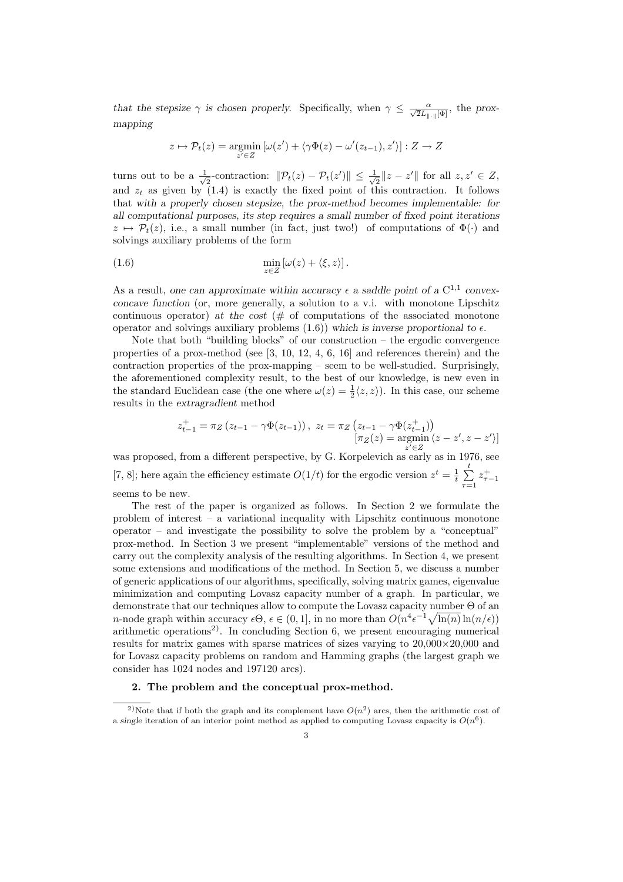*that the stepsize $\gamma$ is chosen properly.* Specifically, when $\gamma \le \frac{\alpha}{\sqrt{2}L_{\|\cdot\|}[\Phi]}$, the *prox-mapping*

$$z \mapsto \mathcal{P}_t(z) = \operatorname*{argmin}_{z' \in Z} \left[\omega(z') + \langle \gamma\Phi(z) - \omega'(z_{t-1}), z'\rangle\right] : Z \to Z$$

turns out to be a $\frac{1}{\sqrt{2}}$-contraction: $\|\mathcal{P}_t(z) - \mathcal{P}_t(z')\| \le \frac{1}{\sqrt{2}}\|z - z'\|$ for all $z, z' \in Z$, and $z_t$ as given by (1.4) is exactly the fixed point of this contraction. It follows that *with a properly chosen stepsize, the prox-method becomes implementable: for all computational purposes, its step requires a small number of fixed point iterations* $z \mapsto \mathcal{P}_t(z)$, i.e., a small number (in fact, just two!) of computations of $\Phi(\cdot)$ and solvings auxiliary problems of the form

$$\min_{z \in Z} \left[\omega(z) + \langle \xi, z\rangle\right]. \tag{1.6}$$

As a result, *one can approximate within accuracy $\epsilon$ a saddle point of a $\mathrm{C}^{1,1}$ convex-concave function* (or, more generally, a solution to a v.i. with monotone Lipschitz continuous operator) *at the cost* (# of computations of the associated monotone operator and solvings auxiliary problems (1.6)) *which is inverse proportional to $\epsilon$.*

Note that both "building blocks" of our construction – the ergodic convergence properties of a prox-method (see [3, 10, 12, 4, 6, 16] and references therein) and the contraction properties of the prox-mapping – seem to be well-studied. Surprisingly, the aforementioned complexity result, to the best of our knowledge, is new even in the standard Euclidean case (the one where $\omega(z) = \frac{1}{2}\langle z, z\rangle$). In this case, our scheme results in the *extragradient* method

$$z_{t-1}^{+} = \pi_Z\left(z_{t-1} - \gamma\Phi(z_{t-1})\right), \; z_t = \pi_Z\left(z_{t-1} - \gamma\Phi(z_{t-1}^{+})\right) \quad \left[\pi_Z(z) = \operatorname*{argmin}_{z' \in Z}\langle z - z', z - z'\rangle\right]$$

was proposed, from a different perspective, by G. Korpelevich as early as in 1976, see [7, 8]; here again the efficiency estimate $O(1/t)$ for the ergodic version $z^t = \frac{1}{t}\sum_{\tau=1}^{t} z_{\tau-1}^{+}$ seems to be new.

The rest of the paper is organized as follows. In Section 2 we formulate the problem of interest – a variational inequality with Lipschitz continuous monotone operator – and investigate the possibility to solve the problem by a "conceptual" prox-method. In Section 3 we present "implementable" versions of the method and carry out the complexity analysis of the resulting algorithms. In Section 4, we present some extensions and modifications of the method. In Section 5, we discuss a number of generic applications of our algorithms, specifically, solving matrix games, eigenvalue minimization and computing Lovasz capacity number of a graph. In particular, we demonstrate that our techniques allow to compute the Lovasz capacity number $\Theta$ of an $n$-node graph within accuracy $\epsilon\Theta$, $\epsilon \in (0, 1]$, in no more than $O(n^4\epsilon^{-1}\sqrt{\ln(n)}\ln(n/\epsilon))$ arithmetic operations[2)]. In concluding Section 6, we present encouraging numerical results for matrix games with sparse matrices of sizes varying to 20,000×20,000 and for Lovasz capacity problems on random and Hamming graphs (the largest graph we consider has 1024 nodes and 197120 arcs).

## 2. The problem and the conceptual prox-method.

---

[2)] Note that if both the graph and its complement have $O(n^2)$ arcs, then the arithmetic cost of a *single* iteration of an interior point method as applied to computing Lovasz capacity is $O(n^6)$.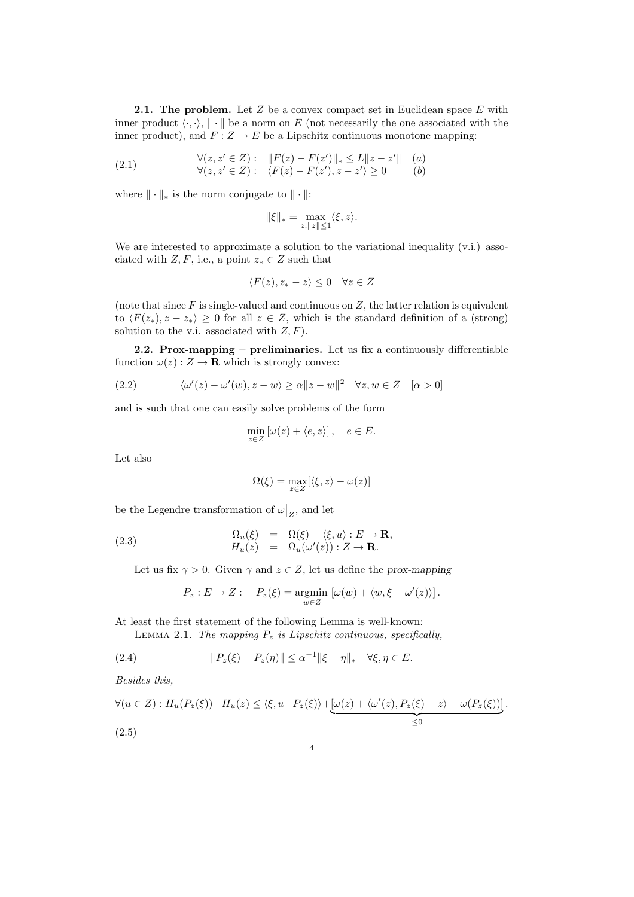**2.1. The problem.** Let $Z$ be a convex compact set in Euclidean space $E$ with inner product $\langle \cdot, \cdot \rangle$, $\| \cdot \|$ be a norm on $E$ (not necessarily the one associated with the inner product), and $F : Z \to E$ be a Lipschitz continuous monotone mapping:

$$
\begin{array}{lll}
\forall (z, z' \in Z) : & \|F(z) - F(z')\|_* \leq L\|z - z'\| & (a) \\
\forall (z, z' \in Z) : & \langle F(z) - F(z'), z - z' \rangle \geq 0 & (b)
\end{array}
\tag{2.1}
$$

where $\| \cdot \|_*$ is the norm conjugate to $\| \cdot \|$:

$$
\|\xi\|_* = \max_{z:\|z\| \leq 1} \langle \xi, z \rangle.
$$

We are interested to approximate a solution to the variational inequality (v.i.) associated with $Z, F$, i.e., a point $z_* \in Z$ such that

$$
\langle F(z), z_* - z \rangle \leq 0 \quad \forall z \in Z
$$

(note that since $F$ is single-valued and continuous on $Z$, the latter relation is equivalent to $\langle F(z_*), z - z_* \rangle \geq 0$ for all $z \in Z$, which is the standard definition of a (strong) solution to the v.i. associated with $Z, F$).

**2.2. Prox-mapping – preliminaries.** Let us fix a continuously differentiable function $\omega(z) : Z \to \mathbf{R}$ which is strongly convex:

$$
\langle \omega'(z) - \omega'(w), z - w \rangle \geq \alpha \|z - w\|^2 \quad \forall z, w \in Z \quad [\alpha > 0]
\tag{2.2}
$$

and is such that one can easily solve problems of the form

$$
\min_{z \in Z} \left[ \omega(z) + \langle e, z \rangle \right], \quad e \in E.
$$

Let also

$$
\Omega(\xi) = \max_{z \in Z} [\langle \xi, z \rangle - \omega(z)]
$$

be the Legendre transformation of $\omega\big|_Z$, and let

$$
\begin{array}{rcl}
\Omega_u(\xi) & = & \Omega(\xi) - \langle \xi, u \rangle : E \to \mathbf{R}, \\
H_u(z) & = & \Omega_u(\omega'(z)) : Z \to \mathbf{R}.
\end{array}
\tag{2.3}
$$

Let us fix $\gamma > 0$. Given $\gamma$ and $z \in Z$, let us define the *prox-mapping*

$$
P_z : E \to Z : \quad P_z(\xi) = \operatorname*{argmin}_{w \in Z} \left[ \omega(w) + \langle w, \xi - \omega'(z) \rangle \right].
$$

At least the first statement of the following Lemma is well-known:

LEMMA 2.1. *The mapping $P_z$ is Lipschitz continuous, specifically,*

$$
\|P_z(\xi) - P_z(\eta)\| \leq \alpha^{-1} \|\xi - \eta\|_* \quad \forall \xi, \eta \in E.
\tag{2.4}
$$

*Besides this,*

$$
\forall (u \in Z) : H_u(P_z(\xi)) - H_u(z) \leq \langle \xi, u - P_z(\xi) \rangle + \underbrace{\left[ \omega(z) + \langle \omega'(z), P_z(\xi) - z \rangle - \omega(P_z(\xi)) \right]}_{\leq 0}.
\tag{2.5}
$$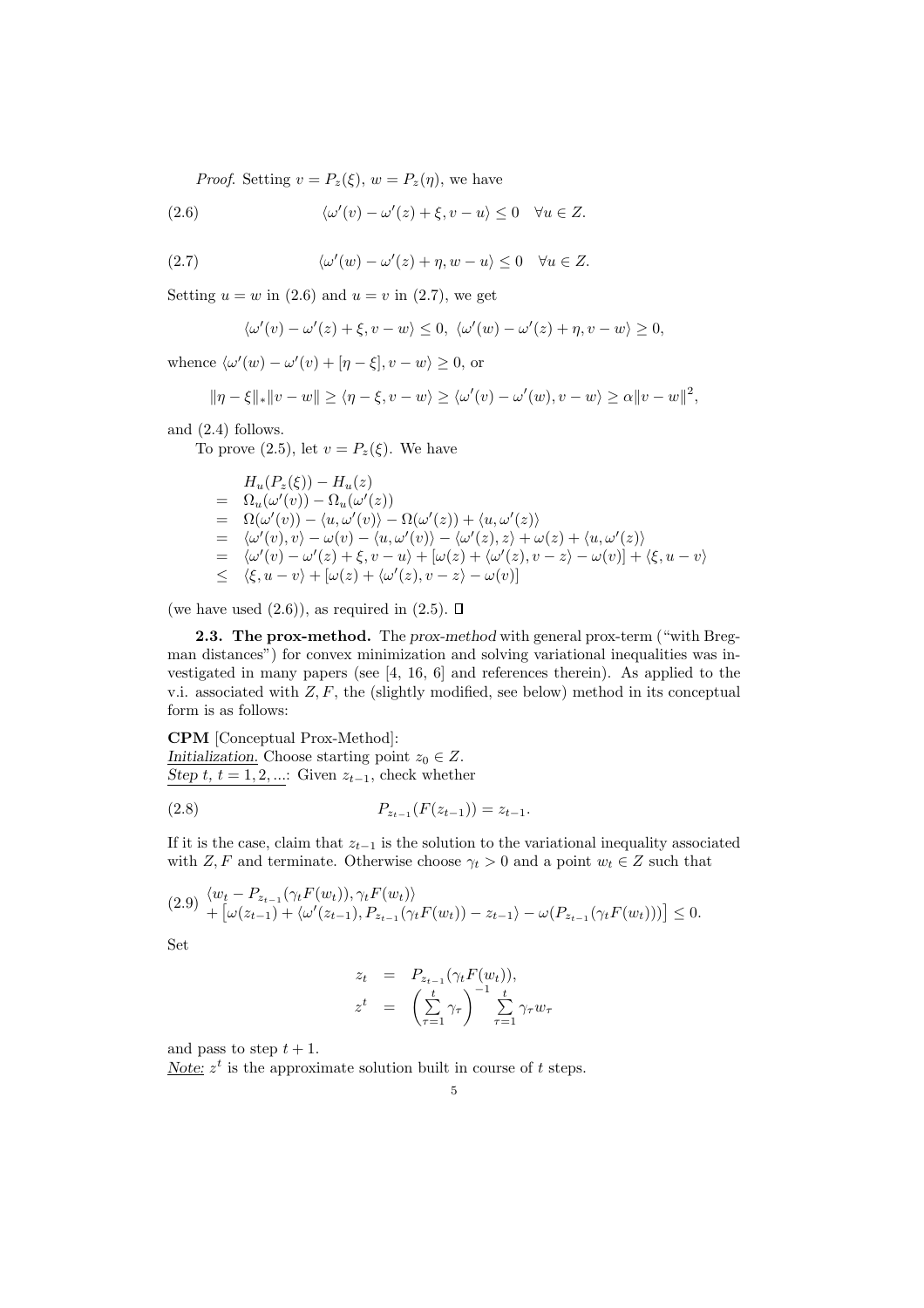*Proof.* Setting $v = P_z(\xi)$, $w = P_z(\eta)$, we have

$$\langle \omega'(v) - \omega'(z) + \xi, v - u \rangle \leq 0 \quad \forall u \in Z. \tag{2.6}$$

$$\langle \omega'(w) - \omega'(z) + \eta, w - u \rangle \leq 0 \quad \forall u \in Z. \tag{2.7}$$

Setting $u = w$ in (2.6) and $u = v$ in (2.7), we get

$$\langle \omega'(v) - \omega'(z) + \xi, v - w \rangle \leq 0, \ \langle \omega'(w) - \omega'(z) + \eta, v - w \rangle \geq 0,$$

whence $\langle \omega'(w) - \omega'(v) + [\eta - \xi], v - w \rangle \geq 0$, or

$$\|\eta - \xi\|_* \|v - w\| \geq \langle \eta - \xi, v - w \rangle \geq \langle \omega'(v) - \omega'(w), v - w \rangle \geq \alpha \|v - w\|^2,$$

and (2.4) follows.

To prove (2.5), let $v = P_z(\xi)$. We have

$$\begin{array}{rl}
& H_u(P_z(\xi)) - H_u(z) \\
= & \Omega_u(\omega'(v)) - \Omega_u(\omega'(z)) \\
= & \Omega(\omega'(v)) - \langle u, \omega'(v) \rangle - \Omega(\omega'(z)) + \langle u, \omega'(z) \rangle \\
= & \langle \omega'(v), v \rangle - \omega(v) - \langle u, \omega'(v) \rangle - \langle \omega'(z), z \rangle + \omega(z) + \langle u, \omega'(z) \rangle \\
= & \langle \omega'(v) - \omega'(z) + \xi, v - u \rangle + [\omega(z) + \langle \omega'(z), v - z \rangle - \omega(v)] + \langle \xi, u - v \rangle \\
\leq & \langle \xi, u - v \rangle + [\omega(z) + \langle \omega'(z), v - z \rangle - \omega(v)]
\end{array}$$

(we have used (2.6)), as required in (2.5). $\square$

**2.3. The prox-method.** The *prox-method* with general prox-term ("with Bregman distances") for convex minimization and solving variational inequalities was investigated in many papers (see [4, 16, 6] and references therein). As applied to the v.i. associated with $Z, F$, the (slightly modified, see below) method in its conceptual form is as follows:

**CPM** [Conceptual Prox-Method]:
*Initialization.* Choose starting point $z_0 \in Z$.
*Step t, $t = 1, 2, \ldots$:* Given $z_{t-1}$, check whether

$$P_{z_{t-1}}(F(z_{t-1})) = z_{t-1}. \tag{2.8}$$

If it is the case, claim that $z_{t-1}$ is the solution to the variational inequality associated with $Z, F$ and terminate. Otherwise choose $\gamma_t > 0$ and a point $w_t \in Z$ such that

$$\begin{array}{l}\langle w_t - P_{z_{t-1}}(\gamma_t F(w_t)), \gamma_t F(w_t) \rangle \\ + \left[\omega(z_{t-1}) + \langle \omega'(z_{t-1}), P_{z_{t-1}}(\gamma_t F(w_t)) - z_{t-1} \rangle - \omega(P_{z_{t-1}}(\gamma_t F(w_t)))\right] \leq 0.\end{array} \tag{2.9}$$

Set

$$\begin{array}{rcl}
z_t & = & P_{z_{t-1}}(\gamma_t F(w_t)), \\
z^t & = & \left(\sum\limits_{\tau=1}^{t} \gamma_\tau\right)^{-1} \sum\limits_{\tau=1}^{t} \gamma_\tau w_\tau
\end{array}$$

and pass to step $t + 1$.
*Note:* $z^t$ is the approximate solution built in course of $t$ steps.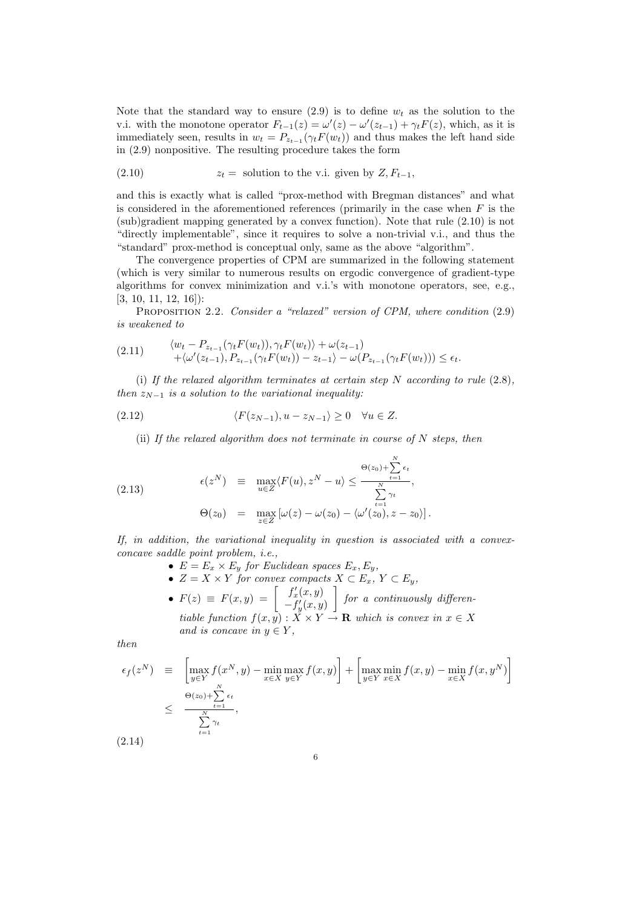Note that the standard way to ensure (2.9) is to define $w_t$ as the solution to the v.i. with the monotone operator $F_{t-1}(z) = \omega'(z) - \omega'(z_{t-1}) + \gamma_t F(z)$, which, as it is immediately seen, results in $w_t = P_{z_{t-1}}(\gamma_t F(w_t))$ and thus makes the left hand side in (2.9) nonpositive. The resulting procedure takes the form

$$z_t = \text{ solution to the v.i. given by } Z, F_{t-1}, \tag{2.10}$$

and this is exactly what is called "prox-method with Bregman distances" and what is considered in the aforementioned references (primarily in the case when $F$ is the (sub)gradient mapping generated by a convex function). Note that rule (2.10) is not "directly implementable", since it requires to solve a non-trivial v.i., and thus the "standard" prox-method is conceptual only, same as the above "algorithm".

The convergence properties of CPM are summarized in the following statement (which is very similar to numerous results on ergodic convergence of gradient-type algorithms for convex minimization and v.i.'s with monotone operators, see, e.g., [3, 10, 11, 12, 16]):

Proposition 2.2. *Consider a "relaxed" version of CPM, where condition* (2.9) *is weakened to*

$$\begin{array}{l}\langle w_t - P_{z_{t-1}}(\gamma_t F(w_t)), \gamma_t F(w_t)\rangle + \omega(z_{t-1}) \\ \quad + \langle \omega'(z_{t-1}), P_{z_{t-1}}(\gamma_t F(w_t)) - z_{t-1}\rangle - \omega(P_{z_{t-1}}(\gamma_t F(w_t))) \leq \epsilon_t.\end{array} \tag{2.11}$$

(i) *If the relaxed algorithm terminates at certain step $N$ according to rule* (2.8), *then $z_{N-1}$ is a solution to the variational inequality:*

$$\langle F(z_{N-1}), u - z_{N-1}\rangle \geq 0 \quad \forall u \in Z. \tag{2.12}$$

(ii) *If the relaxed algorithm does not terminate in course of $N$ steps, then*

$$\begin{array}{rcl}\epsilon(z^N) & \equiv & \max\limits_{u\in Z}\langle F(u), z^N - u\rangle \leq \dfrac{\Theta(z_0)+\sum\limits_{t=1}^{N}\epsilon_t}{\sum\limits_{t=1}^{N}\gamma_t}, \\ \Theta(z_0) & = & \max\limits_{z\in Z}\left[\omega(z) - \omega(z_0) - \langle\omega'(z_0), z - z_0\rangle\right].\end{array} \tag{2.13}$$

*If, in addition, the variational inequality in question is associated with a convex-concave saddle point problem, i.e.,*

- $E = E_x \times E_y$ *for Euclidean spaces $E_x, E_y$,*
- $Z = X \times Y$ *for convex compacts $X \subset E_x$, $Y \subset E_y$,*
- $F(z) \equiv F(x,y) = \begin{bmatrix} f'_x(x,y) \\ -f'_y(x,y)\end{bmatrix}$ *for a continuously differentiable function $f(x,y) : X \times Y \to \mathbf{R}$ which is convex in $x \in X$ and is concave in $y \in Y$,*

*then*

$$\begin{array}{rcl}\epsilon_f(z^N) & \equiv & \left[\max\limits_{y\in Y} f(x^N, y) - \min\limits_{x\in X}\max\limits_{y\in Y} f(x,y)\right] + \left[\max\limits_{y\in Y}\min\limits_{x\in X} f(x,y) - \min\limits_{x\in X} f(x, y^N)\right] \\ & \leq & \dfrac{\Theta(z_0)+\sum\limits_{t=1}^{N}\epsilon_t}{\sum\limits_{t=1}^{N}\gamma_t},\end{array} \tag{2.14}$$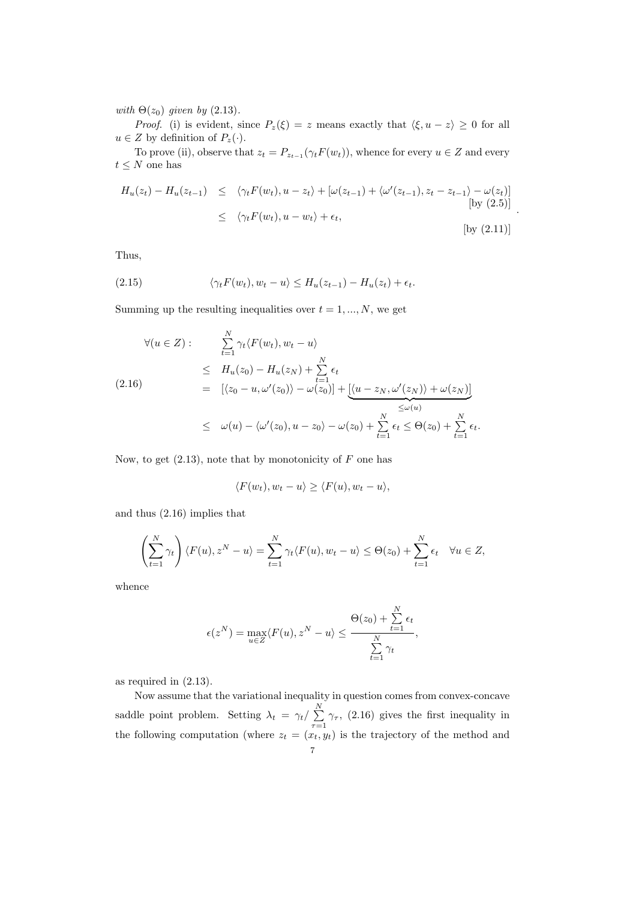*with* $\Theta(z_0)$ *given by* (2.13).

*Proof.* (i) is evident, since $P_z(\xi) = z$ means exactly that $\langle \xi, u - z\rangle \geq 0$ for all $u \in Z$ by definition of $P_z(\cdot)$.

To prove (ii), observe that $z_t = P_{z_{t-1}}(\gamma_t F(w_t))$, whence for every $u \in Z$ and every $t \leq N$ one has

$$
\begin{array}{rcl}
H_u(z_t) - H_u(z_{t-1}) & \leq & \langle \gamma_t F(w_t), u - z_t\rangle + [\omega(z_{t-1}) + \langle \omega'(z_{t-1}), z_t - z_{t-1}\rangle - \omega(z_t)] \\
& & \hfill \text{[by (2.5)]} \\
& \leq & \langle \gamma_t F(w_t), u - w_t\rangle + \epsilon_t, \\
& & \hfill \text{[by (2.11)]}
\end{array}.
$$

Thus,

$$
\langle \gamma_t F(w_t), w_t - u\rangle \leq H_u(z_{t-1}) - H_u(z_t) + \epsilon_t. \tag{2.15}
$$

Summing up the resulting inequalities over $t = 1, ..., N$, we get

$$
\begin{array}{rl}
\forall (u \in Z): & \sum\limits_{t=1}^N \gamma_t \langle F(w_t), w_t - u\rangle \\
\leq & H_u(z_0) - H_u(z_N) + \sum\limits_{t=1}^N \epsilon_t \\
= & [\langle z_0 - u, \omega'(z_0)\rangle - \omega(z_0)] + \underbrace{[\langle u - z_N, \omega'(z_N)\rangle + \omega(z_N)]}_{\leq \omega(u)} \\
\leq & \omega(u) - \langle \omega'(z_0), u - z_0\rangle - \omega(z_0) + \sum\limits_{t=1}^N \epsilon_t \leq \Theta(z_0) + \sum\limits_{t=1}^N \epsilon_t.
\end{array} \tag{2.16}
$$

Now, to get (2.13), note that by monotonicity of $F$ one has

$$
\langle F(w_t), w_t - u\rangle \geq \langle F(u), w_t - u\rangle,
$$

and thus (2.16) implies that

$$
\left(\sum_{t=1}^N \gamma_t\right) \langle F(u), z^N - u\rangle = \sum_{t=1}^N \gamma_t \langle F(u), w_t - u\rangle \leq \Theta(z_0) + \sum_{t=1}^N \epsilon_t \quad \forall u \in Z,
$$

whence

$$
\epsilon(z^N) = \max_{u \in Z} \langle F(u), z^N - u\rangle \leq \frac{\Theta(z_0) + \sum\limits_{t=1}^N \epsilon_t}{\sum\limits_{t=1}^N \gamma_t},
$$

as required in (2.13).

Now assume that the variational inequality in question comes from convex-concave saddle point problem. Setting $\lambda_t = \gamma_t / \sum\limits_{\tau=1}^N \gamma_\tau$, (2.16) gives the first inequality in the following computation (where $z_t = (x_t, y_t)$ is the trajectory of the method and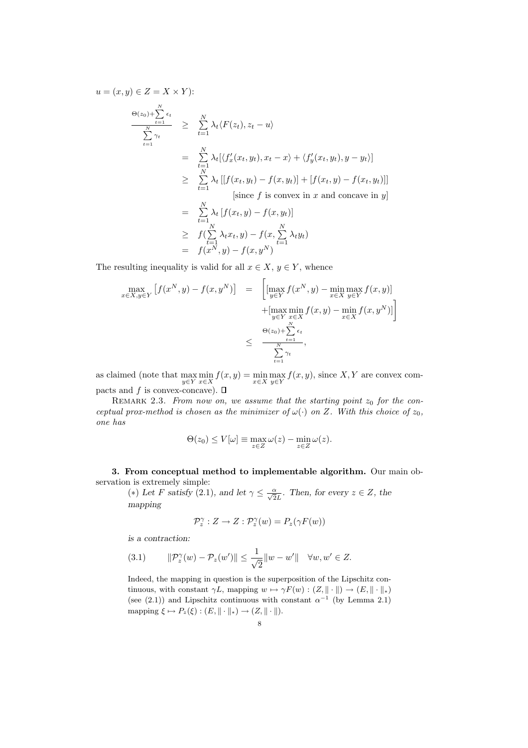$u = (x, y) \in Z = X \times Y$):

$$
\begin{array}{rcl}
\frac{\Theta(z_0)+\sum\limits_{t=1}^{N}\epsilon_t}{\sum\limits_{t=1}^{N}\gamma_t} & \geq & \sum\limits_{t=1}^{N}\lambda_t\langle F(z_t), z_t - u\rangle \\
& = & \sum\limits_{t=1}^{N}\lambda_t[\langle f'_x(x_t,y_t), x_t - x\rangle + \langle f'_y(x_t,y_t), y - y_t\rangle] \\
& \geq & \sum\limits_{t=1}^{N}\lambda_t\left[[f(x_t,y_t) - f(x,y_t)] + [f(x_t,y) - f(x_t,y_t)]\right] \\
& & \qquad [\text{since } f \text{ is convex in } x \text{ and concave in } y] \\
& = & \sum\limits_{t=1}^{N}\lambda_t\left[f(x_t,y) - f(x,y_t)\right] \\
& \geq & f(\sum\limits_{t=1}^{N}\lambda_t x_t, y) - f(x, \sum\limits_{t=1}^{N}\lambda_t y_t) \\
& = & f(x^N, y) - f(x, y^N)
\end{array}
$$

The resulting inequality is valid for all $x \in X$, $y \in Y$, whence

$$
\begin{array}{rcl}
\max\limits_{x\in X, y\in Y}\left[f(x^N,y) - f(x,y^N)\right] & = & \Big[[\max\limits_{y\in Y} f(x^N,y) - \min\limits_{x\in X}\max\limits_{y\in Y} f(x,y)] \\
& & +[\max\limits_{y\in Y}\min\limits_{x\in X} f(x,y) - \min\limits_{x\in X} f(x,y^N)]\Big] \\
& \leq & \frac{\Theta(z_0)+\sum\limits_{t=1}^{N}\epsilon_t}{\sum\limits_{t=1}^{N}\gamma_t},
\end{array}
$$

as claimed (note that $\max\limits_{y\in Y}\min\limits_{x\in X} f(x,y) = \min\limits_{x\in X}\max\limits_{y\in Y} f(x,y)$, since $X, Y$ are convex compacts and $f$ is convex-concave). $\square$

Remark 2.3. *From now on, we assume that the starting point $z_0$ for the conceptual prox-method is chosen as the minimizer of $\omega(\cdot)$ on $Z$. With this choice of $z_0$, one has*

$$
\Theta(z_0) \leq V[\omega] \equiv \max_{z\in Z}\omega(z) - \min_{z\in Z}\omega(z).
$$

**3. From conceptual method to implementable algorithm.** Our main observation is extremely simple:

(*) *Let $F$ satisfy (2.1), and let $\gamma \leq \frac{\alpha}{\sqrt{2}L}$. Then, for every $z \in Z$, the mapping*

$$
\mathcal{P}_z^\gamma : Z \to Z : \mathcal{P}_z^\gamma(w) = P_z(\gamma F(w))
$$

*is a contraction:*

$$
(3.1) \qquad \|\mathcal{P}_z^\gamma(w) - \mathcal{P}_z(w')\| \leq \frac{1}{\sqrt{2}}\|w - w'\| \quad \forall w, w' \in Z.
$$

Indeed, the mapping in question is the superposition of the Lipschitz continuous, with constant $\gamma L$, mapping $w \mapsto \gamma F(w) : (Z, \|\cdot\|) \to (E, \|\cdot\|_*)$ (see (2.1)) and Lipschitz continuous with constant $\alpha^{-1}$ (by Lemma 2.1) mapping $\xi \mapsto P_z(\xi) : (E, \|\cdot\|_*) \to (Z, \|\cdot\|)$.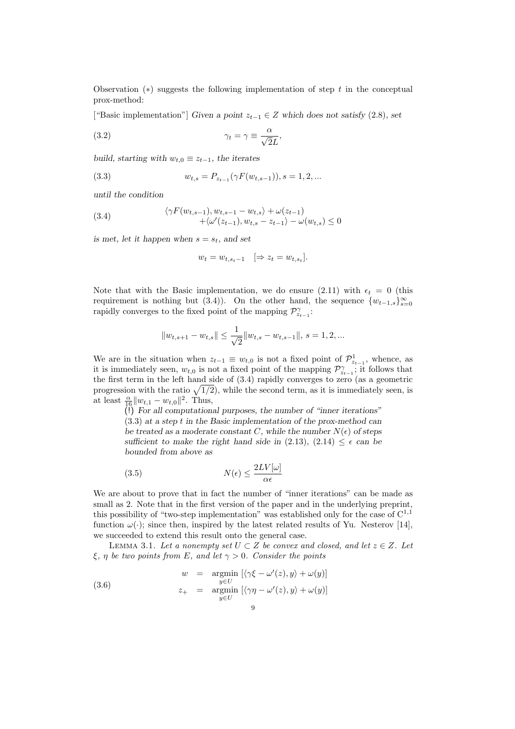Observation (∗) suggests the following implementation of step $t$ in the conceptual prox-method:

["Basic implementation"] *Given a point $z_{t-1} \in Z$ which does not satisfy (2.8), set*

$$\gamma_t = \gamma \equiv \frac{\alpha}{\sqrt{2}L}, \tag{3.2}$$

*build, starting with $w_{t,0} \equiv z_{t-1}$, the iterates*

$$w_{t,s} = P_{z_{t-1}}(\gamma F(w_{t,s-1})), s = 1, 2, ... \tag{3.3}$$

*until the condition*

$$\begin{array}{c} \langle \gamma F(w_{t,s-1}), w_{t,s-1} - w_{t,s}\rangle + \omega(z_{t-1}) \\ +\langle \omega'(z_{t-1}), w_{t,s} - z_{t-1}\rangle - \omega(w_{t,s}) \leq 0 \end{array} \tag{3.4}$$

*is met, let it happen when $s = s_t$, and set*

$$w_t = w_{t,s_t-1} \quad [\Rightarrow z_t = w_{t,s_t}].$$

Note that with the Basic implementation, we do ensure (2.11) with $\epsilon_t = 0$ (this requirement is nothing but (3.4)). On the other hand, the sequence $\{w_{t-1,s}\}_{s=0}^{\infty}$ rapidly converges to the fixed point of the mapping $\mathcal{P}^{\gamma}_{z_{t-1}}$:

$$\|w_{t,s+1} - w_{t,s}\| \leq \frac{1}{\sqrt{2}}\|w_{t,s} - w_{t,s-1}\|, \; s = 1, 2, ...$$

We are in the situation when $z_{t-1} \equiv w_{t,0}$ is not a fixed point of $\mathcal{P}^{1}_{z_{t-1}}$, whence, as it is immediately seen, $w_{t,0}$ is not a fixed point of the mapping $\mathcal{P}^{\gamma}_{z_{t-1}}$; it follows that the first term in the left hand side of (3.4) rapidly converges to zero (as a geometric progression with the ratio $\sqrt{1/2}$), while the second term, as it is immediately seen, is at least $\frac{\alpha}{16}\|w_{t,1} - w_{t,0}\|^2$. Thus,

> (!) *For all computational purposes, the number of "inner iterations" (3.3) at a step $t$ in the Basic implementation of the prox-method can be treated as a moderate constant $C$, while the number $N(\epsilon)$ of steps sufficient to make the right hand side in (2.13), (2.14) $\leq \epsilon$ can be bounded from above as*
>
> $$N(\epsilon) \leq \frac{2LV[\omega]}{\alpha\epsilon} \tag{3.5}$$

We are about to prove that in fact the number of "inner iterations" can be made as small as 2. Note that in the first version of the paper and in the underlying preprint, this possibility of "two-step implementation" was established only for the case of $C^{1,1}$ function $\omega(\cdot)$; since then, inspired by the latest related results of Yu. Nesterov [14], we succeeded to extend this result onto the general case.

LEMMA 3.1. *Let a nonempty set $U \subset Z$ be convex and closed, and let $z \in Z$. Let $\xi$, $\eta$ be two points from $E$, and let $\gamma > 0$. Consider the points*

$$\begin{array}{rcl} w & = & \underset{y \in U}{\operatorname{argmin}} \left[\langle \gamma\xi - \omega'(z), y\rangle + \omega(y)\right] \\ z_+ & = & \underset{y \in U}{\operatorname{argmin}} \left[\langle \gamma\eta - \omega'(z), y\rangle + \omega(y)\right] \end{array} \tag{3.6}$$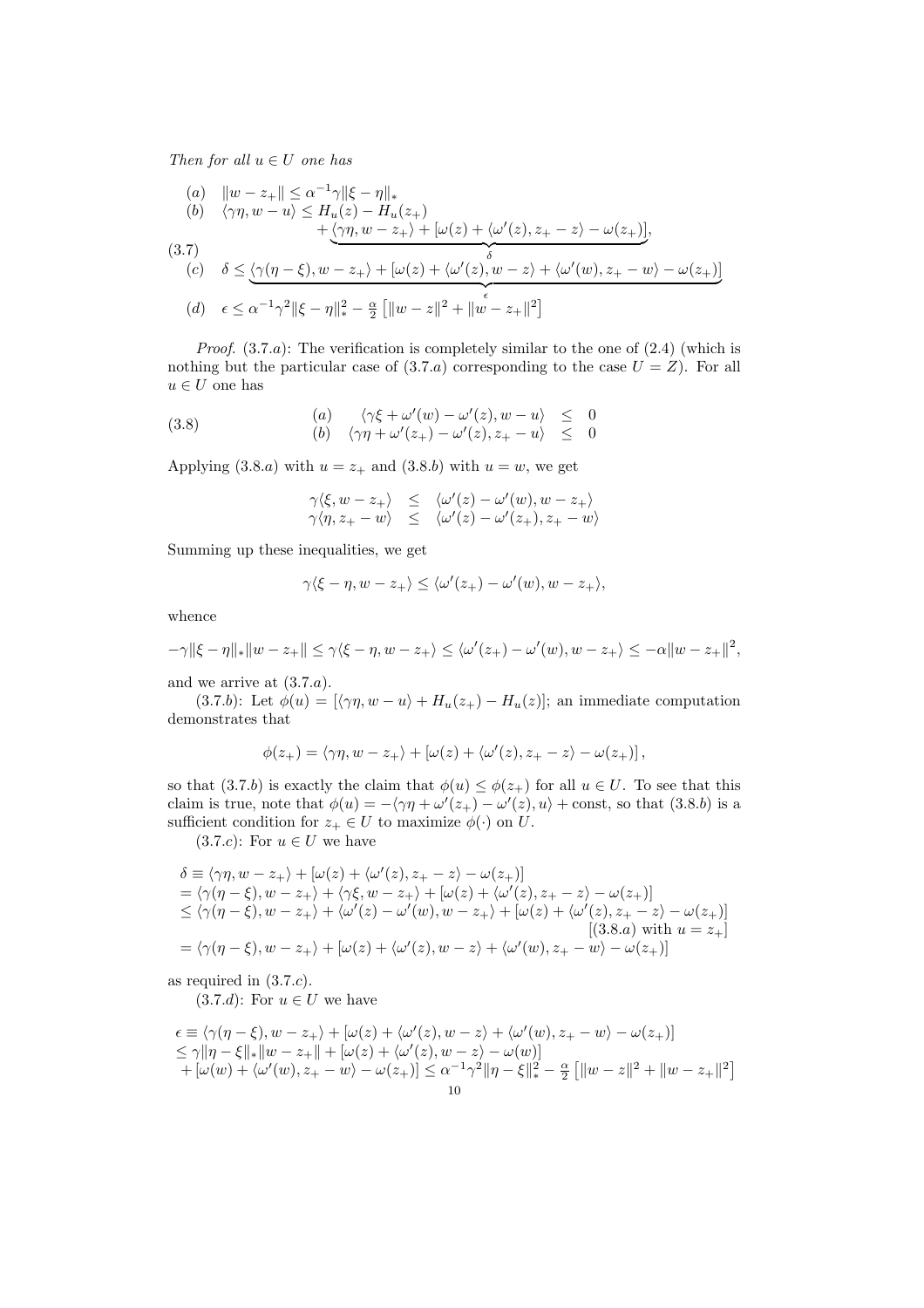*Then for all $u \in U$ one has*

$$
(3.7)\quad
\begin{array}{ll}
(a) & \|w - z_+\| \le \alpha^{-1}\gamma\|\xi - \eta\|_* \\
(b) & \langle \gamma\eta, w - u\rangle \le H_u(z) - H_u(z_+) \\
 & \qquad + \underbrace{\langle \gamma\eta, w - z_+\rangle + [\omega(z) + \langle \omega'(z), z_+ - z\rangle - \omega(z_+)]}_{\delta}, \\
(c) & \delta \le \underbrace{\langle \gamma(\eta - \xi), w - z_+\rangle + [\omega(z) + \langle \omega'(z), w - z\rangle + \langle \omega'(w), z_+ - w\rangle - \omega(z_+)]}_{\epsilon} \\
(d) & \epsilon \le \alpha^{-1}\gamma^2\|\xi - \eta\|_*^2 - \frac{\alpha}{2}\left[\|w - z\|^2 + \|w - z_+\|^2\right]
\end{array}
$$

*Proof.* (3.7.$a$): The verification is completely similar to the one of (2.4) (which is nothing but the particular case of (3.7.$a$) corresponding to the case $U = Z$). For all $u \in U$ one has

$$
(3.8)\quad
\begin{array}{llcl}
(a) & \langle \gamma\xi + \omega'(w) - \omega'(z), w - u\rangle & \le & 0 \\
(b) & \langle \gamma\eta + \omega'(z_+) - \omega'(z), z_+ - u\rangle & \le & 0
\end{array}
$$

Applying (3.8.$a$) with $u = z_+$ and (3.8.$b$) with $u = w$, we get

$$
\begin{array}{lcl}
\gamma\langle \xi, w - z_+\rangle & \le & \langle \omega'(z) - \omega'(w), w - z_+\rangle \\
\gamma\langle \eta, z_+ - w\rangle & \le & \langle \omega'(z) - \omega'(z_+), z_+ - w\rangle
\end{array}
$$

Summing up these inequalities, we get

$$
\gamma\langle \xi - \eta, w - z_+\rangle \le \langle \omega'(z_+) - \omega'(w), w - z_+\rangle,
$$

whence

$$
-\gamma\|\xi - \eta\|_*\|w - z_+\| \le \gamma\langle \xi - \eta, w - z_+\rangle \le \langle \omega'(z_+) - \omega'(w), w - z_+\rangle \le -\alpha\|w - z_+\|^2,
$$

and we arrive at (3.7.$a$).

(3.7.$b$): Let $\phi(u) = [\langle \gamma\eta, w - u\rangle + H_u(z_+) - H_u(z)]$; an immediate computation demonstrates that

$$
\phi(z_+) = \langle \gamma\eta, w - z_+\rangle + [\omega(z) + \langle \omega'(z), z_+ - z\rangle - \omega(z_+)],
$$

so that (3.7.$b$) is exactly the claim that $\phi(u) \le \phi(z_+)$ for all $u \in U$. To see that this claim is true, note that $\phi(u) = -\langle \gamma\eta + \omega'(z_+) - \omega'(z), u\rangle + \text{const}$, so that (3.8.$b$) is a sufficient condition for $z_+ \in U$ to maximize $\phi(\cdot)$ on $U$.

(3.7.$c$): For $u \in U$ we have

$$
\begin{array}{l}
\delta \equiv \langle \gamma\eta, w - z_+\rangle + [\omega(z) + \langle \omega'(z), z_+ - z\rangle - \omega(z_+)] \\
= \langle \gamma(\eta - \xi), w - z_+\rangle + \langle \gamma\xi, w - z_+\rangle + [\omega(z) + \langle \omega'(z), z_+ - z\rangle - \omega(z_+)] \\
\le \langle \gamma(\eta - \xi), w - z_+\rangle + \langle \omega'(z) - \omega'(w), w - z_+\rangle + [\omega(z) + \langle \omega'(z), z_+ - z\rangle - \omega(z_+)] \\
\hfill [(3.8.a) \text{ with } u = z_+] \\
= \langle \gamma(\eta - \xi), w - z_+\rangle + [\omega(z) + \langle \omega'(z), w - z\rangle + \langle \omega'(w), z_+ - w\rangle - \omega(z_+)]
\end{array}
$$

as required in (3.7.$c$).

(3.7.$d$): For $u \in U$ we have

$$
\begin{array}{l}
\epsilon \equiv \langle \gamma(\eta - \xi), w - z_+\rangle + [\omega(z) + \langle \omega'(z), w - z\rangle + \langle \omega'(w), z_+ - w\rangle - \omega(z_+)] \\
\le \gamma\|\eta - \xi\|_*\|w - z_+\| + [\omega(z) + \langle \omega'(z), w - z\rangle - \omega(w)] \\
+ [\omega(w) + \langle \omega'(w), z_+ - w\rangle - \omega(z_+)] \le \alpha^{-1}\gamma^2\|\eta - \xi\|_*^2 - \frac{\alpha}{2}\left[\|w - z\|^2 + \|w - z_+\|^2\right]
\end{array}
$$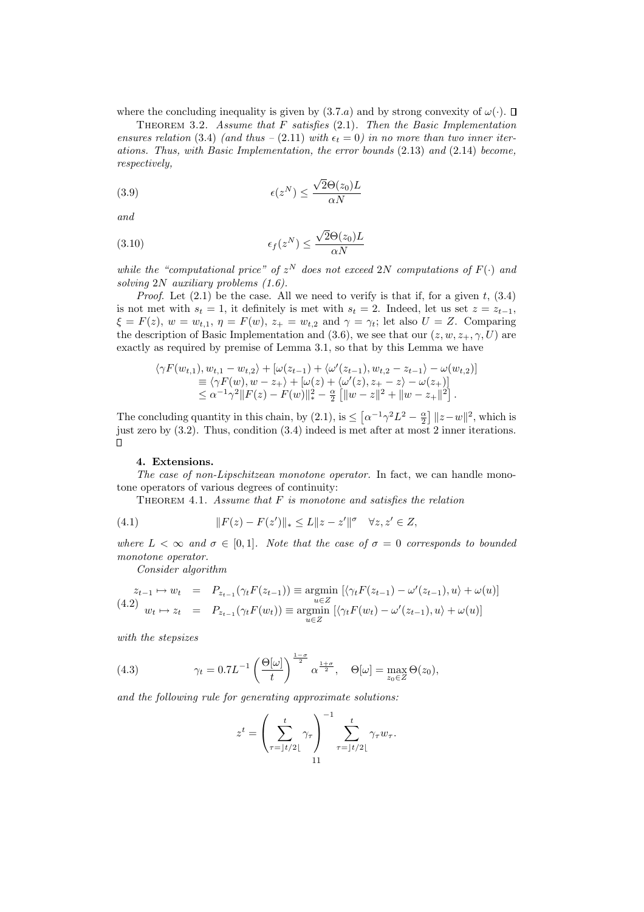where the concluding inequality is given by (3.7.$a$) and by strong convexity of $\omega(\cdot)$. $\square$

Theorem 3.2. *Assume that $F$ satisfies* (2.1). *Then the Basic Implementation ensures relation* (3.4) *(and thus – (2.11) with $\epsilon_t = 0$) in no more than two inner iterations. Thus, with Basic Implementation, the error bounds* (2.13) *and* (2.14) *become, respectively,*

$$\epsilon(z^N) \leq \frac{\sqrt{2}\Theta(z_0)L}{\alpha N} \tag{3.9}$$

*and*

$$\epsilon_f(z^N) \leq \frac{\sqrt{2}\Theta(z_0)L}{\alpha N} \tag{3.10}$$

*while the "computational price" of $z^N$ does not exceed $2N$ computations of $F(\cdot)$ and solving $2N$ auxiliary problems (1.6).*

*Proof.* Let (2.1) be the case. All we need to verify is that if, for a given $t$, (3.4) is not met with $s_t = 1$, it definitely is met with $s_t = 2$. Indeed, let us set $z = z_{t-1}$, $\xi = F(z)$, $w = w_{t,1}$, $\eta = F(w)$, $z_+ = w_{t,2}$ and $\gamma = \gamma_t$; let also $U = Z$. Comparing the description of Basic Implementation and (3.6), we see that our $(z, w, z_+, \gamma, U)$ are exactly as required by premise of Lemma 3.1, so that by this Lemma we have

$$\begin{aligned}
&\langle \gamma F(w_{t,1}), w_{t,1} - w_{t,2}\rangle + [\omega(z_{t-1}) + \langle \omega'(z_{t-1}), w_{t,2} - z_{t-1}\rangle - \omega(w_{t,2})] \\
&\quad \equiv \langle \gamma F(w), w - z_+\rangle + [\omega(z) + \langle \omega'(z), z_+ - z\rangle - \omega(z_+)] \\
&\quad \leq \alpha^{-1}\gamma^2 \|F(z) - F(w)\|_*^2 - \frac{\alpha}{2}\left[\|w - z\|^2 + \|w - z_+\|^2\right].
\end{aligned}$$

The concluding quantity in this chain, by (2.1), is $\leq \left[\alpha^{-1}\gamma^2 L^2 - \frac{\alpha}{2}\right]\|z - w\|^2$, which is just zero by (3.2). Thus, condition (3.4) indeed is met after at most 2 inner iterations. $\square$

## 4. Extensions.

*The case of non-Lipschitzean monotone operator.* In fact, we can handle monotone operators of various degrees of continuity:

Theorem 4.1. *Assume that $F$ is monotone and satisfies the relation*

$$\|F(z) - F(z')\|_* \leq L\|z - z'\|^\sigma \quad \forall z, z' \in Z, \tag{4.1}$$

*where $L < \infty$ and $\sigma \in [0, 1]$. Note that the case of $\sigma = 0$ corresponds to bounded monotone operator.*

*Consider algorithm*

$$\begin{aligned}
z_{t-1} \mapsto w_t &= P_{z_{t-1}}(\gamma_t F(z_{t-1})) \equiv \operatorname*{argmin}_{u \in Z} \left[\langle \gamma_t F(z_{t-1}) - \omega'(z_{t-1}), u\rangle + \omega(u)\right] \\
w_t \mapsto z_t &= P_{z_{t-1}}(\gamma_t F(w_t)) \equiv \operatorname*{argmin}_{u \in Z} \left[\langle \gamma_t F(w_t) - \omega'(z_{t-1}), u\rangle + \omega(u)\right]
\end{aligned} \tag{4.2}$$

*with the stepsizes*

$$\gamma_t = 0.7L^{-1}\left(\frac{\Theta[\omega]}{t}\right)^{\frac{1-\sigma}{2}} \alpha^{\frac{1+\sigma}{2}}, \quad \Theta[\omega] = \max_{z_0 \in Z} \Theta(z_0), \tag{4.3}$$

*and the following rule for generating approximate solutions:*

$$z^t = \left(\sum_{\tau = \rfloor t/2 \lfloor}^{t} \gamma_\tau\right)^{-1} \sum_{\tau = \rfloor t/2 \lfloor}^{t} \gamma_\tau w_\tau.$$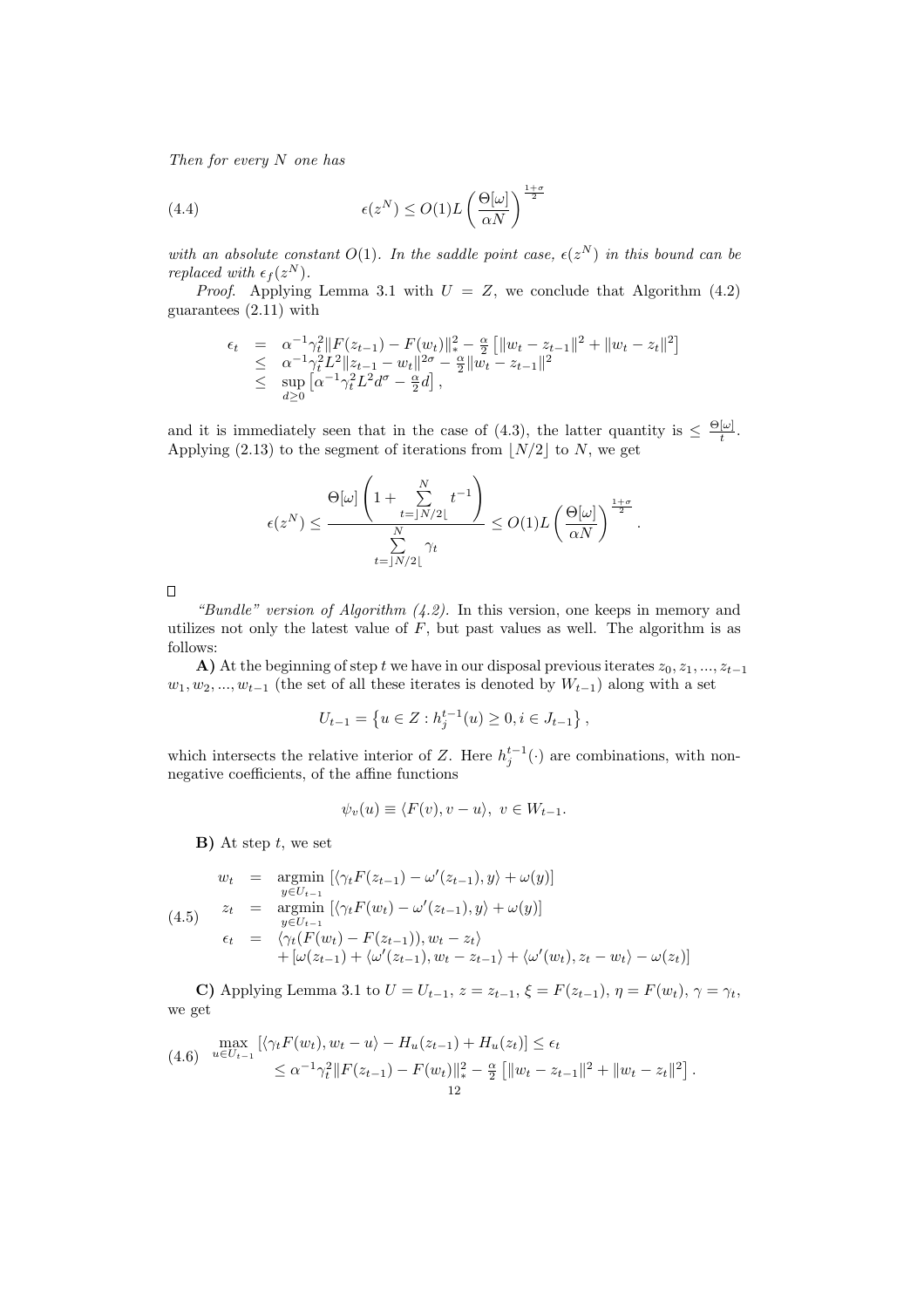*Then for every $N$ one has*

$$\epsilon(z^N) \le O(1)L\left(\frac{\Theta[\omega]}{\alpha N}\right)^{\frac{1+\sigma}{2}} \tag{4.4}$$

*with an absolute constant $O(1)$. In the saddle point case, $\epsilon(z^N)$ in this bound can be replaced with $\epsilon_f(z^N)$.*

*Proof.* Applying Lemma 3.1 with $U = Z$, we conclude that Algorithm (4.2) guarantees (2.11) with

$$\begin{array}{rcl}
\epsilon_t & = & \alpha^{-1}\gamma_t^2\|F(z_{t-1}) - F(w_t)\|_*^2 - \frac{\alpha}{2}\left[\|w_t - z_{t-1}\|^2 + \|w_t - z_t\|^2\right] \\
& \le & \alpha^{-1}\gamma_t^2 L^2\|z_{t-1} - w_t\|^{2\sigma} - \frac{\alpha}{2}\|w_t - z_{t-1}\|^2 \\
& \le & \sup\limits_{d\ge 0}\left[\alpha^{-1}\gamma_t^2 L^2 d^\sigma - \frac{\alpha}{2}d\right],
\end{array}$$

and it is immediately seen that in the case of (4.3), the latter quantity is $\le \frac{\Theta[\omega]}{t}$. Applying (2.13) to the segment of iterations from $\lfloor N/2\rfloor$ to $N$, we get

$$\epsilon(z^N) \le \frac{\Theta[\omega]\left(1 + \sum\limits_{t=\lfloor N/2\rfloor}^{N} t^{-1}\right)}{\sum\limits_{t=\lfloor N/2\rfloor}^{N}\gamma_t} \le O(1)L\left(\frac{\Theta[\omega]}{\alpha N}\right)^{\frac{1+\sigma}{2}}.$$

□

*"Bundle" version of Algorithm (4.2).* In this version, one keeps in memory and utilizes not only the latest value of $F$, but past values as well. The algorithm is as follows:

**A)** At the beginning of step $t$ we have in our disposal previous iterates $z_0, z_1, ..., z_{t-1}$ $w_1, w_2, ..., w_{t-1}$ (the set of all these iterates is denoted by $W_{t-1}$) along with a set

$$U_{t-1} = \left\{u \in Z : h_j^{t-1}(u) \ge 0, i \in J_{t-1}\right\},$$

which intersects the relative interior of $Z$. Here $h_j^{t-1}(\cdot)$ are combinations, with nonnegative coefficients, of the affine functions

$$\psi_v(u) \equiv \langle F(v), v - u\rangle,\ v \in W_{t-1}.$$

**B)** At step $t$, we set

$$\begin{array}{rcl}
w_t & = & \operatorname*{argmin}\limits_{y\in U_{t-1}}\left[\langle\gamma_t F(z_{t-1}) - \omega'(z_{t-1}), y\rangle + \omega(y)\right] \\
z_t & = & \operatorname*{argmin}\limits_{y\in U_{t-1}}\left[\langle\gamma_t F(w_t) - \omega'(z_{t-1}), y\rangle + \omega(y)\right] \\
\epsilon_t & = & \langle\gamma_t(F(w_t) - F(z_{t-1})), w_t - z_t\rangle \\
& & + \left[\omega(z_{t-1}) + \langle\omega'(z_{t-1}), w_t - z_{t-1}\rangle + \langle\omega'(w_t), z_t - w_t\rangle - \omega(z_t)\right]
\end{array} \tag{4.5}$$

**C)** Applying Lemma 3.1 to $U = U_{t-1}$, $z = z_{t-1}$, $\xi = F(z_{t-1})$, $\eta = F(w_t)$, $\gamma = \gamma_t$, we get

$$\begin{array}{l}
\max\limits_{u\in U_{t-1}}\left[\langle\gamma_t F(w_t), w_t - u\rangle - H_u(z_{t-1}) + H_u(z_t)\right] \le \epsilon_t \\
\qquad \le \alpha^{-1}\gamma_t^2\|F(z_{t-1}) - F(w_t)\|_*^2 - \frac{\alpha}{2}\left[\|w_t - z_{t-1}\|^2 + \|w_t - z_t\|^2\right].
\end{array} \tag{4.6}$$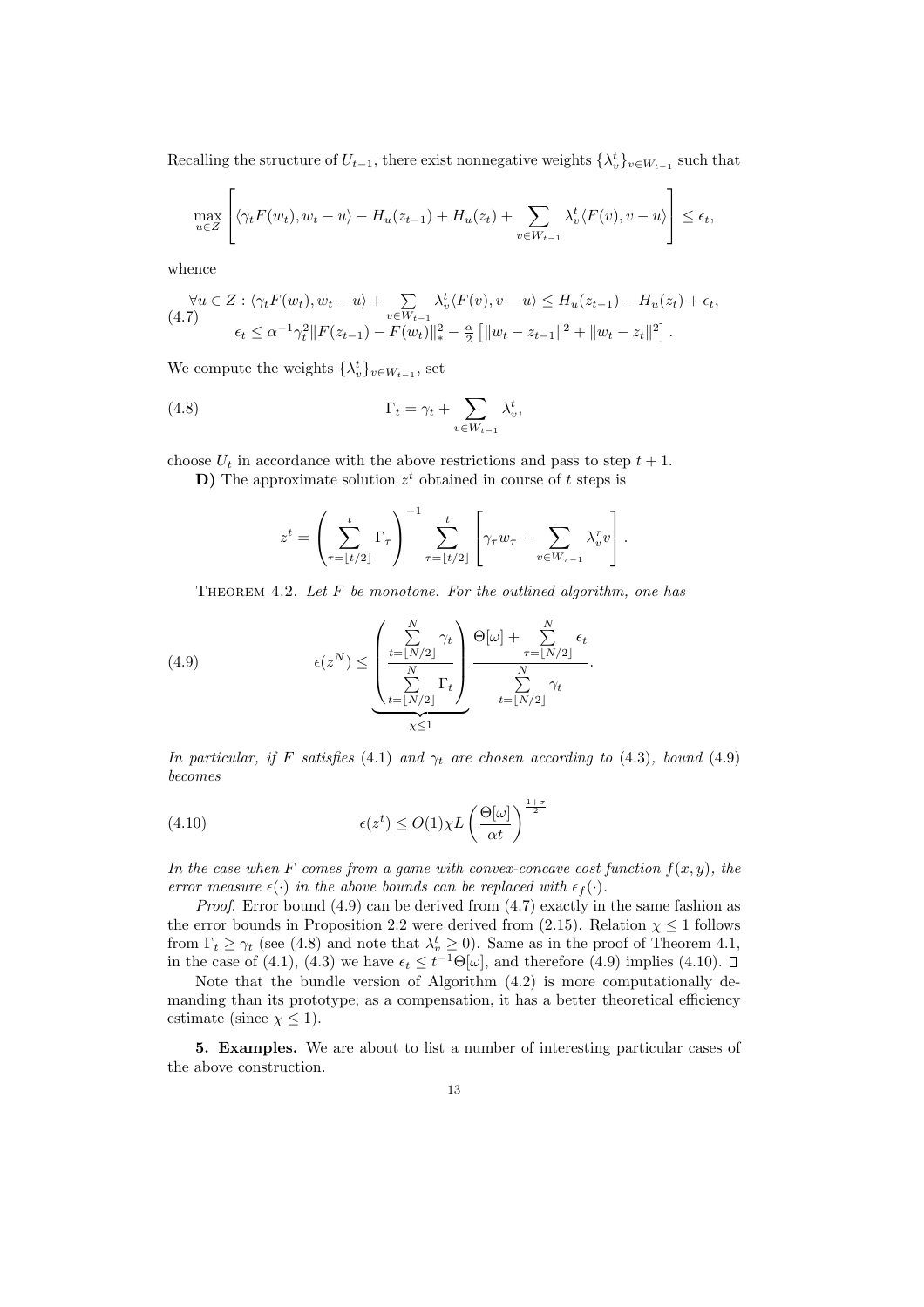Recalling the structure of $U_{t-1}$, there exist nonnegative weights $\{\lambda^t_v\}_{v\in W_{t-1}}$ such that

$$\max_{u\in Z}\left[\langle \gamma_t F(w_t), w_t - u\rangle - H_u(z_{t-1}) + H_u(z_t) + \sum_{v\in W_{t-1}} \lambda^t_v \langle F(v), v-u\rangle\right] \le \epsilon_t,$$

whence

$$\begin{array}{c}\forall u \in Z: \langle \gamma_t F(w_t), w_t - u\rangle + \sum\limits_{v\in W_{t-1}} \lambda^t_v \langle F(v), v-u\rangle \le H_u(z_{t-1}) - H_u(z_t) + \epsilon_t,\\ \epsilon_t \le \alpha^{-1}\gamma_t^2 \|F(z_{t-1}) - F(w_t)\|_*^2 - \frac{\alpha}{2}\left[\|w_t - z_{t-1}\|^2 + \|w_t - z_t\|^2\right].\end{array} \tag{4.7}$$

We compute the weights $\{\lambda^t_v\}_{v\in W_{t-1}}$, set

$$\Gamma_t = \gamma_t + \sum_{v\in W_{t-1}} \lambda^t_v, \tag{4.8}$$

choose $U_t$ in accordance with the above restrictions and pass to step $t+1$.

**D)** The approximate solution $z^t$ obtained in course of $t$ steps is

$$z^t = \left(\sum_{\tau=\lfloor t/2\rfloor}^{t} \Gamma_\tau\right)^{-1} \sum_{\tau=\lfloor t/2\rfloor}^{t}\left[\gamma_\tau w_\tau + \sum_{v\in W_{\tau-1}} \lambda^\tau_v v\right].$$

Theorem 4.2. *Let $F$ be monotone. For the outlined algorithm, one has*

$$\epsilon(z^N) \le \underbrace{\left(\frac{\sum\limits_{t=\lfloor N/2\rfloor}^{N}\gamma_t}{\sum\limits_{t=\lfloor N/2\rfloor}^{N}\Gamma_t}\right)}_{\chi\le 1} \frac{\Theta[\omega] + \sum\limits_{\tau=\lfloor N/2\rfloor}^{N}\epsilon_t}{\sum\limits_{t=\lfloor N/2\rfloor}^{N}\gamma_t}. \tag{4.9}$$

*In particular, if $F$ satisfies* (4.1) *and $\gamma_t$ are chosen according to* (4.3)*, bound* (4.9) *becomes*

$$\epsilon(z^t) \le O(1)\chi L\left(\frac{\Theta[\omega]}{\alpha t}\right)^{\frac{1+\sigma}{2}} \tag{4.10}$$

*In the case when $F$ comes from a game with convex-concave cost function $f(x,y)$, the error measure $\epsilon(\cdot)$ in the above bounds can be replaced with $\epsilon_f(\cdot)$.*

*Proof.* Error bound (4.9) can be derived from (4.7) exactly in the same fashion as the error bounds in Proposition 2.2 were derived from (2.15). Relation $\chi \le 1$ follows from $\Gamma_t \ge \gamma_t$ (see (4.8) and note that $\lambda^t_v \ge 0$). Same as in the proof of Theorem 4.1, in the case of (4.1), (4.3) we have $\epsilon_t \le t^{-1}\Theta[\omega]$, and therefore (4.9) implies (4.10). $\square$

Note that the bundle version of Algorithm (4.2) is more computationally demanding than its prototype; as a compensation, it has a better theoretical efficiency estimate (since $\chi \le 1$).

**5. Examples.** We are about to list a number of interesting particular cases of the above construction.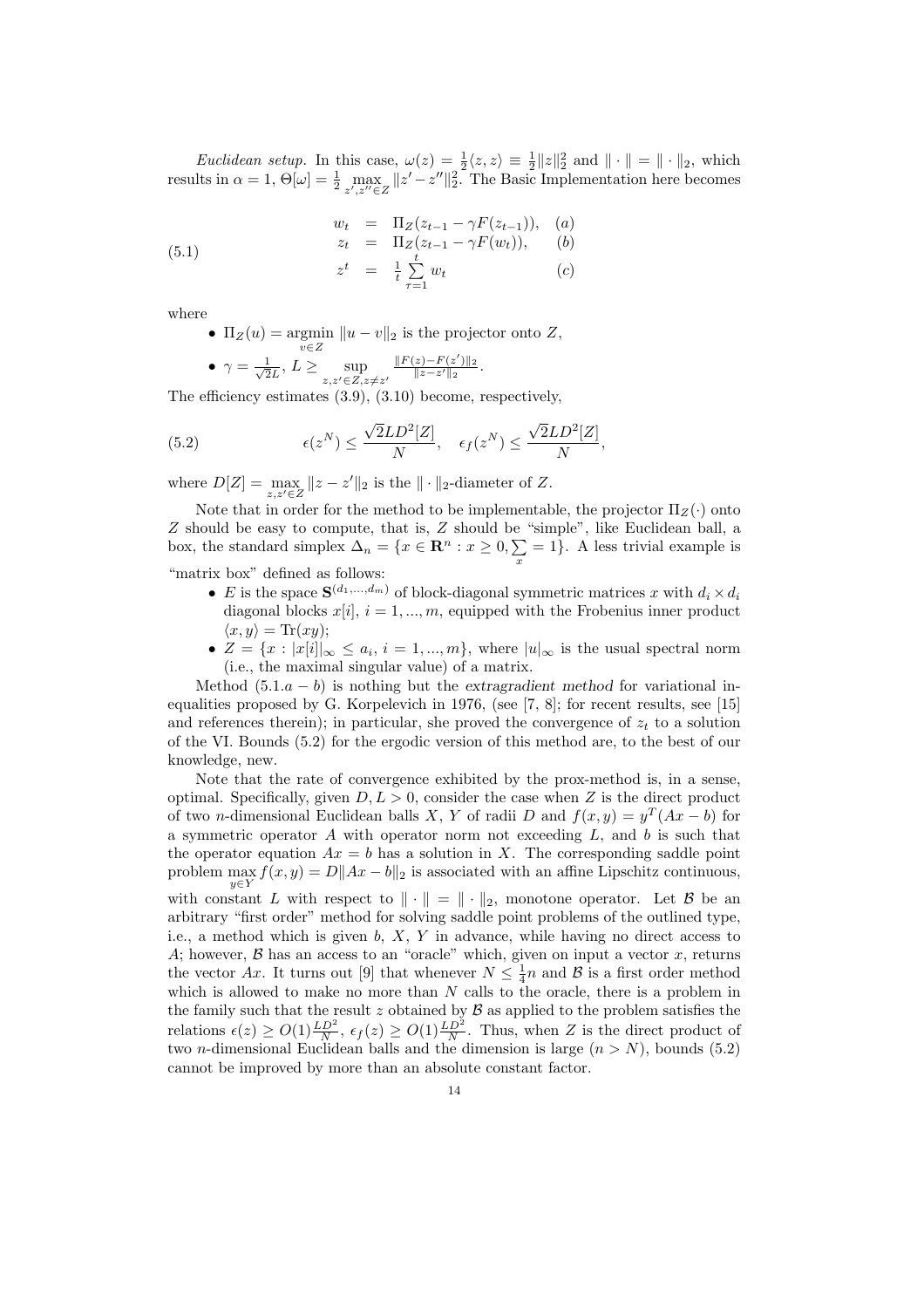*Euclidean setup.* In this case, $\omega(z) = \frac{1}{2}\langle z, z\rangle \equiv \frac{1}{2}\|z\|_2^2$ and $\|\cdot\| = \|\cdot\|_2$, which results in $\alpha = 1$, $\Theta[\omega] = \frac{1}{2}\max\limits_{z',z''\in Z}\|z'-z''\|_2^2$. The Basic Implementation here becomes

$$
(5.1) \qquad
\begin{array}{rcll}
w_t &=& \Pi_Z(z_{t-1} - \gamma F(z_{t-1})), & (a)\\
z_t &=& \Pi_Z(z_{t-1} - \gamma F(w_t)), & (b)\\
z^t &=& \frac{1}{t}\sum\limits_{\tau=1}^{t} w_t & (c)
\end{array}
$$

where

- $\Pi_Z(u) = \operatorname*{argmin}\limits_{v\in Z}\|u-v\|_2$ is the projector onto $Z$,
- $\gamma = \frac{1}{\sqrt{2}L}$, $L \geq \sup\limits_{z,z'\in Z, z\neq z'} \frac{\|F(z)-F(z')\|_2}{\|z-z'\|_2}$.

The efficiency estimates (3.9), (3.10) become, respectively,

$$
(5.2) \qquad \epsilon(z^N) \leq \frac{\sqrt{2}LD^2[Z]}{N}, \quad \epsilon_f(z^N) \leq \frac{\sqrt{2}LD^2[Z]}{N},
$$

where $D[Z] = \max\limits_{z,z'\in Z}\|z-z'\|_2$ is the $\|\cdot\|_2$-diameter of $Z$.

Note that in order for the method to be implementable, the projector $\Pi_Z(\cdot)$ onto $Z$ should be easy to compute, that is, $Z$ should be "simple", like Euclidean ball, a box, the standard simplex $\Delta_n = \{x \in \mathbf{R}^n : x \geq 0, \sum\limits_x = 1\}$. A less trivial example is "matrix box" defined as follows:

- $E$ is the space $\mathbf{S}^{(d_1,\ldots,d_m)}$ of block-diagonal symmetric matrices $x$ with $d_i \times d_i$ diagonal blocks $x[i]$, $i = 1,\ldots,m$, equipped with the Frobenius inner product $\langle x, y\rangle = \mathrm{Tr}(xy)$;
- $Z = \{x : |x[i]|_\infty \leq a_i,\ i = 1,\ldots,m\}$, where $|u|_\infty$ is the usual spectral norm (i.e., the maximal singular value) of a matrix.

Method (5.1.$a-b$) is nothing but the *extragradient method* for variational inequalities proposed by G. Korpelevich in 1976, (see [7, 8]; for recent results, see [15] and references therein); in particular, she proved the convergence of $z_t$ to a solution of the VI. Bounds (5.2) for the ergodic version of this method are, to the best of our knowledge, new.

Note that the rate of convergence exhibited by the prox-method is, in a sense, optimal. Specifically, given $D, L > 0$, consider the case when $Z$ is the direct product of two $n$-dimensional Euclidean balls $X$, $Y$ of radii $D$ and $f(x, y) = y^T(Ax - b)$ for a symmetric operator $A$ with operator norm not exceeding $L$, and $b$ is such that the operator equation $Ax = b$ has a solution in $X$. The corresponding saddle point problem $\max\limits_{y\in Y} f(x, y) = D\|Ax - b\|_2$ is associated with an affine Lipschitz continuous, with constant $L$ with respect to $\|\cdot\| = \|\cdot\|_2$, monotone operator. Let $\mathcal{B}$ be an arbitrary "first order" method for solving saddle point problems of the outlined type, i.e., a method which is given $b$, $X$, $Y$ in advance, while having no direct access to $A$; however, $\mathcal{B}$ has an access to an "oracle" which, given on input a vector $x$, returns the vector $Ax$. It turns out [9] that whenever $N \leq \frac{1}{4}n$ and $\mathcal{B}$ is a first order method which is allowed to make no more than $N$ calls to the oracle, there is a problem in the family such that the result $z$ obtained by $\mathcal{B}$ as applied to the problem satisfies the relations $\epsilon(z) \geq O(1)\frac{LD^2}{N}$, $\epsilon_f(z) \geq O(1)\frac{LD^2}{N}$. Thus, when $Z$ is the direct product of two $n$-dimensional Euclidean balls and the dimension is large ($n > N$), bounds (5.2) cannot be improved by more than an absolute constant factor.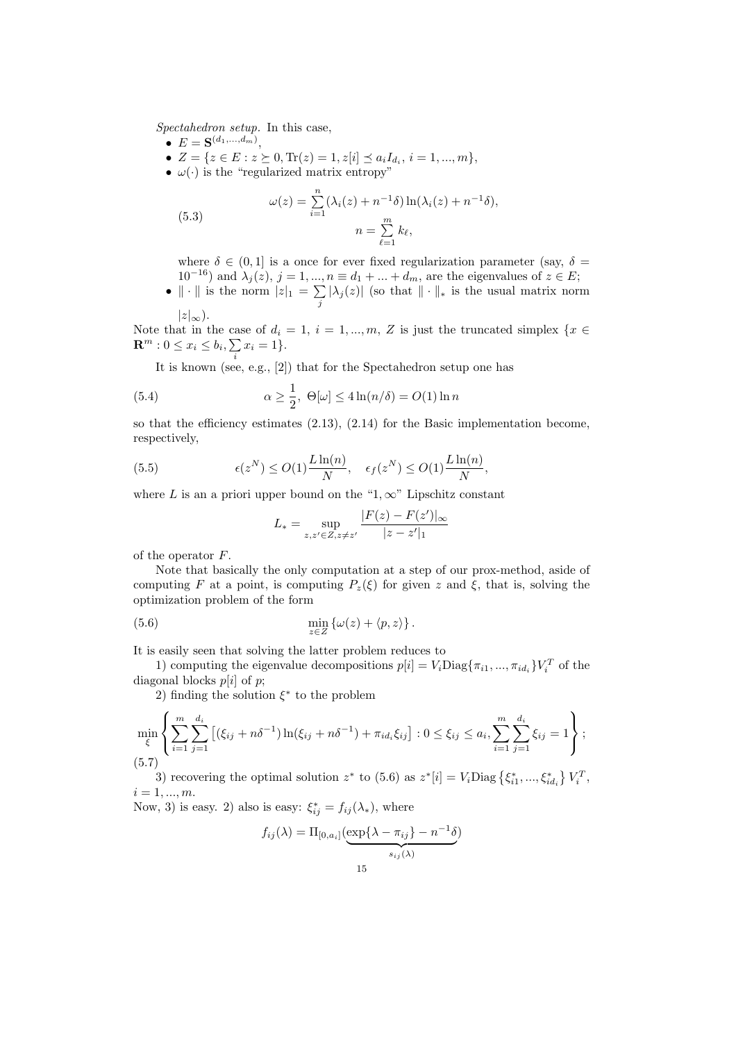*Spectahedron setup.* In this case,

- $E = \mathbf{S}^{(d_1,...,d_m)}$,
- $Z = \{z \in E : z \succeq 0, \mathrm{Tr}(z) = 1, z[i] \preceq a_i I_{d_i}, i = 1, ..., m\}$,
- $\omega(\cdot)$ is the "regularized matrix entropy"

$$\omega(z) = \sum_{i=1}^{n} (\lambda_i(z) + n^{-1}\delta) \ln(\lambda_i(z) + n^{-1}\delta), \qquad n = \sum_{\ell=1}^{m} k_\ell, \tag{5.3}$$

  where $\delta \in (0, 1]$ is a once for ever fixed regularization parameter (say, $\delta = 10^{-16}$) and $\lambda_j(z)$, $j = 1, ..., n \equiv d_1 + ... + d_m$, are the eigenvalues of $z \in E$;
- $\|\cdot\|$ is the norm $|z|_1 = \sum_j |\lambda_j(z)|$ (so that $\|\cdot\|_*$ is the usual matrix norm $|z|_\infty$).

Note that in the case of $d_i = 1$, $i = 1, ..., m$, $Z$ is just the truncated simplex $\{x \in \mathbf{R}^m : 0 \le x_i \le b_i, \sum_i x_i = 1\}$.

It is known (see, e.g., [2]) that for the Spectahedron setup one has

$$\alpha \ge \frac{1}{2}, \;\; \Theta[\omega] \le 4\ln(n/\delta) = O(1)\ln n \tag{5.4}$$

so that the efficiency estimates (2.13), (2.14) for the Basic implementation become, respectively,

$$\epsilon(z^N) \le O(1)\frac{L\ln(n)}{N}, \quad \epsilon_f(z^N) \le O(1)\frac{L\ln(n)}{N}, \tag{5.5}$$

where $L$ is an a priori upper bound on the "$1, \infty$" Lipschitz constant

$$L_* = \sup_{z,z' \in Z, z \ne z'} \frac{|F(z) - F(z')|_\infty}{|z - z'|_1}$$

of the operator $F$.

Note that basically the only computation at a step of our prox-method, aside of computing $F$ at a point, is computing $P_z(\xi)$ for given $z$ and $\xi$, that is, solving the optimization problem of the form

$$\min_{z \in Z} \{\omega(z) + \langle p, z\rangle\}. \tag{5.6}$$

It is easily seen that solving the latter problem reduces to

1) computing the eigenvalue decompositions $p[i] = V_i \mathrm{Diag}\{\pi_{i1}, ..., \pi_{id_i}\} V_i^T$ of the diagonal blocks $p[i]$ of $p$;

2) finding the solution $\xi^*$ to the problem

$$\min_\xi \left\{ \sum_{i=1}^{m} \sum_{j=1}^{d_i} \left[ (\xi_{ij} + n\delta^{-1}) \ln(\xi_{ij} + n\delta^{-1}) + \pi_{id_i}\xi_{ij} \right] : 0 \le \xi_{ij} \le a_i, \sum_{i=1}^{m} \sum_{j=1}^{d_i} \xi_{ij} = 1 \right\}; \tag{5.7}$$

3) recovering the optimal solution $z^*$ to (5.6) as $z^*[i] = V_i \mathrm{Diag}\left\{\xi_{i1}^*, ..., \xi_{id_i}^*\right\} V_i^T$, $i = 1, ..., m$.

Now, 3) is easy. 2) also is easy: $\xi_{ij}^* = f_{ij}(\lambda_*)$, where

$$f_{ij}(\lambda) = \Pi_{[0,a_i]}(\underbrace{\exp\{\lambda - \pi_{ij}\} - n^{-1}\delta}_{s_{ij}(\lambda)})$$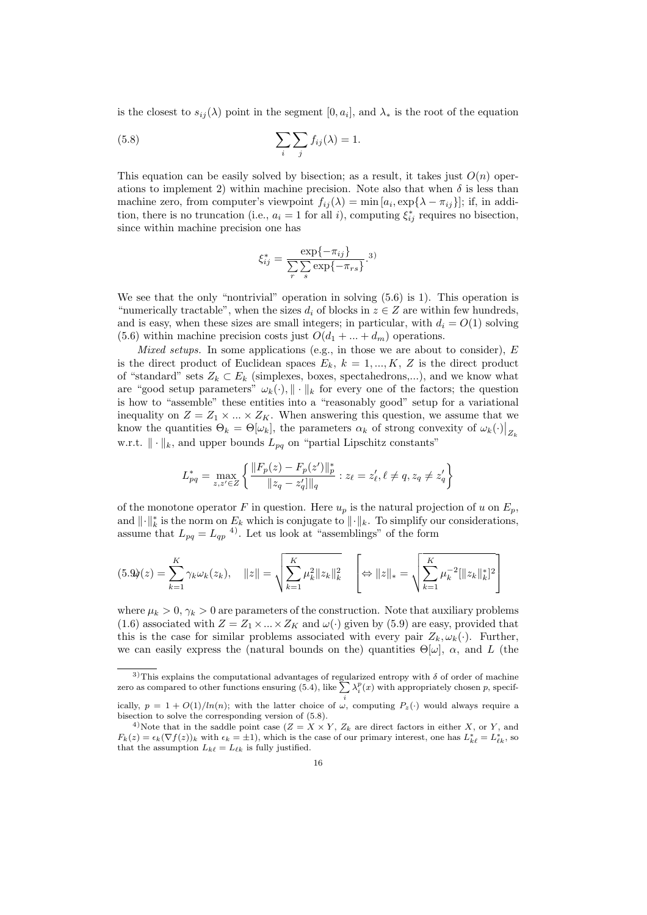is the closest to $s_{ij}(\lambda)$ point in the segment $[0, a_i]$, and $\lambda_*$ is the root of the equation

$$\sum_i \sum_j f_{ij}(\lambda) = 1. \tag{5.8}$$

This equation can be easily solved by bisection; as a result, it takes just $O(n)$ operations to implement 2) within machine precision. Note also that when $\delta$ is less than machine zero, from computer's viewpoint $f_{ij}(\lambda) = \min[a_i, \exp\{\lambda - \pi_{ij}\}]$; if, in addition, there is no truncation (i.e., $a_i = 1$ for all $i$), computing $\xi^*_{ij}$ requires no bisection, since within machine precision one has

$$\xi^*_{ij} = \frac{\exp\{-\pi_{ij}\}}{\sum\limits_r \sum\limits_s \exp\{-\pi_{rs}\}}.^{3)}$$

We see that the only "nontrivial" operation in solving (5.6) is 1). This operation is "numerically tractable", when the sizes $d_i$ of blocks in $z \in Z$ are within few hundreds, and is easy, when these sizes are small integers; in particular, with $d_i = O(1)$ solving (5.6) within machine precision costs just $O(d_1 + ... + d_m)$ operations.

*Mixed setups.* In some applications (e.g., in those we are about to consider), $E$ is the direct product of Euclidean spaces $E_k$, $k = 1, ..., K$, $Z$ is the direct product of "standard" sets $Z_k \subset E_k$ (simplexes, boxes, spectahedrons,...), and we know what are "good setup parameters" $\omega_k(\cdot), \|\cdot\|_k$ for every one of the factors; the question is how to "assemble" these entities into a "reasonably good" setup for a variational inequality on $Z = Z_1 \times ... \times Z_K$. When answering this question, we assume that we know the quantities $\Theta_k = \Theta[\omega_k]$, the parameters $\alpha_k$ of strong convexity of $\omega_k(\cdot)\big|_{Z_k}$ w.r.t. $\|\cdot\|_k$, and upper bounds $L_{pq}$ on "partial Lipschitz constants"

$$L^*_{pq} = \max_{z,z' \in Z} \left\{ \frac{\|F_p(z) - F_p(z')\|^*_p}{\|z_q - z'_q]\|_q} : z_\ell = z'_\ell, \ell \neq q, z_q \neq z'_q \right\}$$

of the monotone operator $F$ in question. Here $u_p$ is the natural projection of $u$ on $E_p$, and $\|\cdot\|^*_k$ is the norm on $E_k$ which is conjugate to $\|\cdot\|_k$. To simplify our considerations, assume that $L_{pq} = L_{qp}$ [4]. Let us look at "assemblings" of the form

$$\omega(z) = \sum_{k=1}^K \gamma_k \omega_k(z_k), \quad \|z\| = \sqrt{\sum_{k=1}^K \mu_k^2 \|z_k\|_k^2} \quad \left[ \Leftrightarrow \|z\|_* = \sqrt{\sum_{k=1}^K \mu_k^{-2} [\|z_k\|^*_k]^2} \right] \tag{5.9}$$

where $\mu_k > 0$, $\gamma_k > 0$ are parameters of the construction. Note that auxiliary problems (1.6) associated with $Z = Z_1 \times ... \times Z_K$ and $\omega(\cdot)$ given by (5.9) are easy, provided that this is the case for similar problems associated with every pair $Z_k, \omega_k(\cdot)$. Further, we can easily express the (natural bounds on the) quantities $\Theta[\omega]$, $\alpha$, and $L$ (the

---

[3] This explains the computational advantages of regularized entropy with $\delta$ of order of machine zero as compared to other functions ensuring (5.4), like $\sum\limits_i \lambda_i^p(x)$ with appropriately chosen $p$, specifically, $p = 1 + O(1)/ln(n)$; with the latter choice of $\omega$, computing $P_z(\cdot)$ would always require a bisection to solve the corresponding version of (5.8).

[4] Note that in the saddle point case ($Z = X \times Y$, $Z_k$ are direct factors in either $X$, or $Y$, and $F_k(z) = \epsilon_k(\nabla f(z))_k$ with $\epsilon_k = \pm 1$), which is the case of our primary interest, one has $L^*_{k\ell} = L^*_{\ell k}$, so that the assumption $L_{k\ell} = L_{\ell k}$ is fully justified.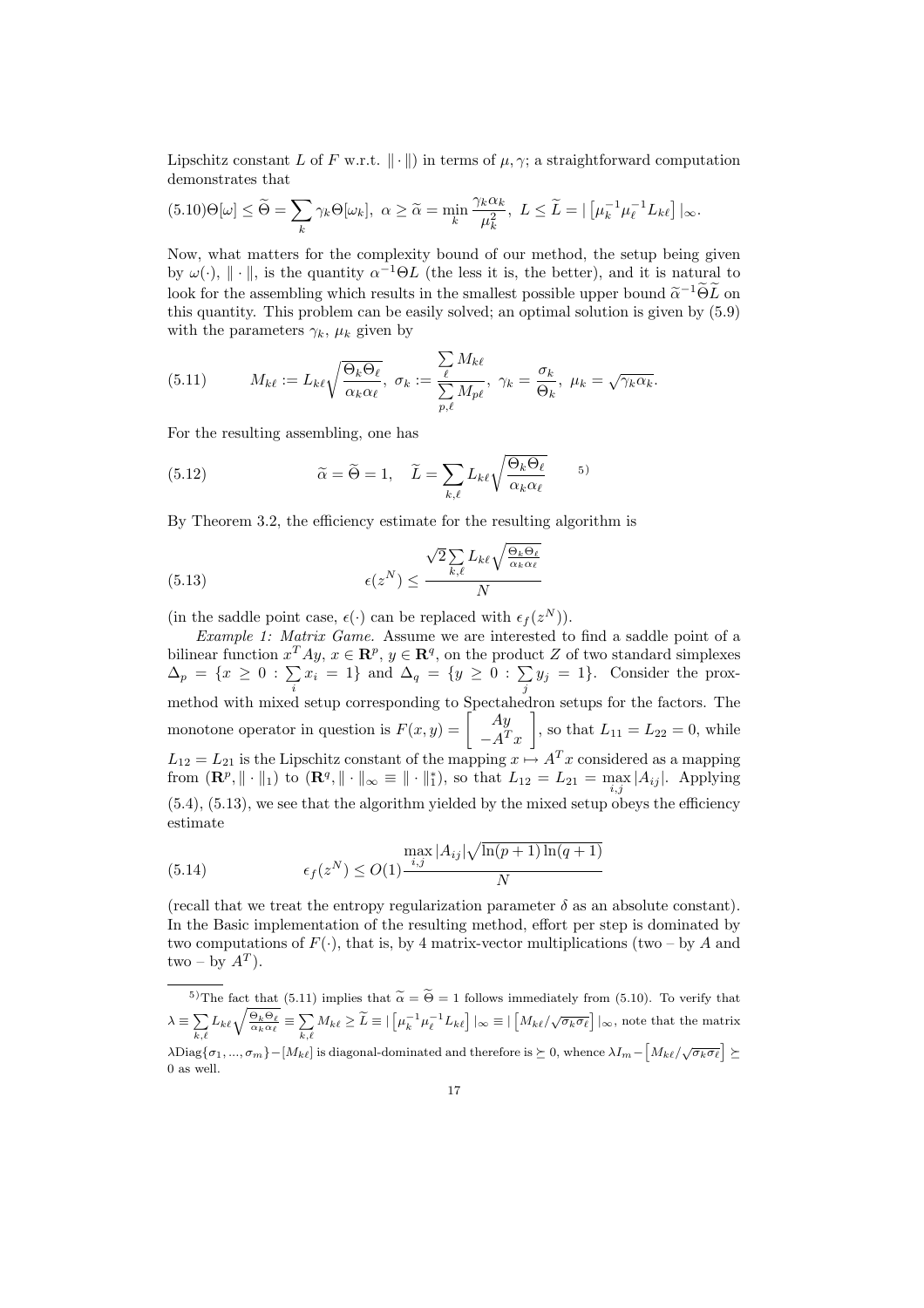Lipschitz constant $L$ of $F$ w.r.t. $\|\cdot\|$) in terms of $\mu, \gamma$; a straightforward computation demonstrates that

$$(5.10)\Theta[\omega] \leq \widetilde{\Theta} = \sum_k \gamma_k \Theta[\omega_k],\ \alpha \geq \widetilde{\alpha} = \min_k \frac{\gamma_k \alpha_k}{\mu_k^2},\ L \leq \widetilde{L} = |\left[\mu_k^{-1}\mu_\ell^{-1}L_{k\ell}\right]|_\infty.$$

Now, what matters for the complexity bound of our method, the setup being given by $\omega(\cdot)$, $\|\cdot\|$, is the quantity $\alpha^{-1}\Theta L$ (the less it is, the better), and it is natural to look for the assembling which results in the smallest possible upper bound $\widetilde{\alpha}^{-1}\widetilde{\Theta}\widetilde{L}$ on this quantity. This problem can be easily solved; an optimal solution is given by (5.9) with the parameters $\gamma_k$, $\mu_k$ given by

$$(5.11) \qquad M_{k\ell} := L_{k\ell}\sqrt{\frac{\Theta_k\Theta_\ell}{\alpha_k\alpha_\ell}},\ \sigma_k := \frac{\sum\limits_\ell M_{k\ell}}{\sum\limits_{p,\ell} M_{p\ell}},\ \gamma_k = \frac{\sigma_k}{\Theta_k},\ \mu_k = \sqrt{\gamma_k\alpha_k}.$$

For the resulting assembling, one has

$$(5.12) \qquad \widetilde{\alpha} = \widetilde{\Theta} = 1, \quad \widetilde{L} = \sum_{k,\ell} L_{k\ell}\sqrt{\frac{\Theta_k\Theta_\ell}{\alpha_k\alpha_\ell}}$$ [5)]

By Theorem 3.2, the efficiency estimate for the resulting algorithm is

$$(5.13) \qquad \epsilon(z^N) \leq \frac{\sqrt{2}\sum\limits_{k,\ell} L_{k\ell}\sqrt{\frac{\Theta_k\Theta_\ell}{\alpha_k\alpha_\ell}}}{N}$$

(in the saddle point case, $\epsilon(\cdot)$ can be replaced with $\epsilon_f(z^N)$).

*Example 1: Matrix Game.* Assume we are interested to find a saddle point of a bilinear function $x^TAy$, $x \in \mathbf{R}^p$, $y \in \mathbf{R}^q$, on the product $Z$ of two standard simplexes $\Delta_p = \{x \geq 0 : \sum\limits_i x_i = 1\}$ and $\Delta_q = \{y \geq 0 : \sum\limits_j y_j = 1\}$. Consider the prox-method with mixed setup corresponding to Spectahedron setups for the factors. The monotone operator in question is $F(x,y) = \left[\begin{array}{c} Ay \\ -A^Tx \end{array}\right]$, so that $L_{11} = L_{22} = 0$, while $L_{12} = L_{21}$ is the Lipschitz constant of the mapping $x \mapsto A^Tx$ considered as a mapping from $(\mathbf{R}^p, \|\cdot\|_1)$ to $(\mathbf{R}^q, \|\cdot\|_\infty \equiv \|\cdot\|_1^*)$, so that $L_{12} = L_{21} = \max\limits_{i,j}|A_{ij}|$. Applying (5.4), (5.13), we see that the algorithm yielded by the mixed setup obeys the efficiency estimate

$$(5.14) \qquad \epsilon_f(z^N) \leq O(1)\frac{\max\limits_{i,j}|A_{ij}|\sqrt{\ln(p+1)\ln(q+1)}}{N}$$

(recall that we treat the entropy regularization parameter $\delta$ as an absolute constant). In the Basic implementation of the resulting method, effort per step is dominated by two computations of $F(\cdot)$, that is, by 4 matrix-vector multiplications (two – by $A$ and two – by $A^T$).

---

[5)] The fact that (5.11) implies that $\widetilde{\alpha} = \widetilde{\Theta} = 1$ follows immediately from (5.10). To verify that $\lambda \equiv \sum\limits_{k,\ell} L_{k\ell}\sqrt{\frac{\Theta_k\Theta_\ell}{\alpha_k\alpha_\ell}} \equiv \sum\limits_{k,\ell} M_{k\ell} \geq \widetilde{L} \equiv |\left[\mu_k^{-1}\mu_\ell^{-1}L_{k\ell}\right]|_\infty \equiv |\left[M_{k\ell}/\sqrt{\sigma_k\sigma_\ell}\right]|_\infty$, note that the matrix $\lambda\mathrm{Diag}\{\sigma_1, ..., \sigma_m\} - [M_{k\ell}]$ is diagonal-dominated and therefore is $\succeq 0$, whence $\lambda I_m - \left[M_{k\ell}/\sqrt{\sigma_k\sigma_\ell}\right] \succeq 0$ as well.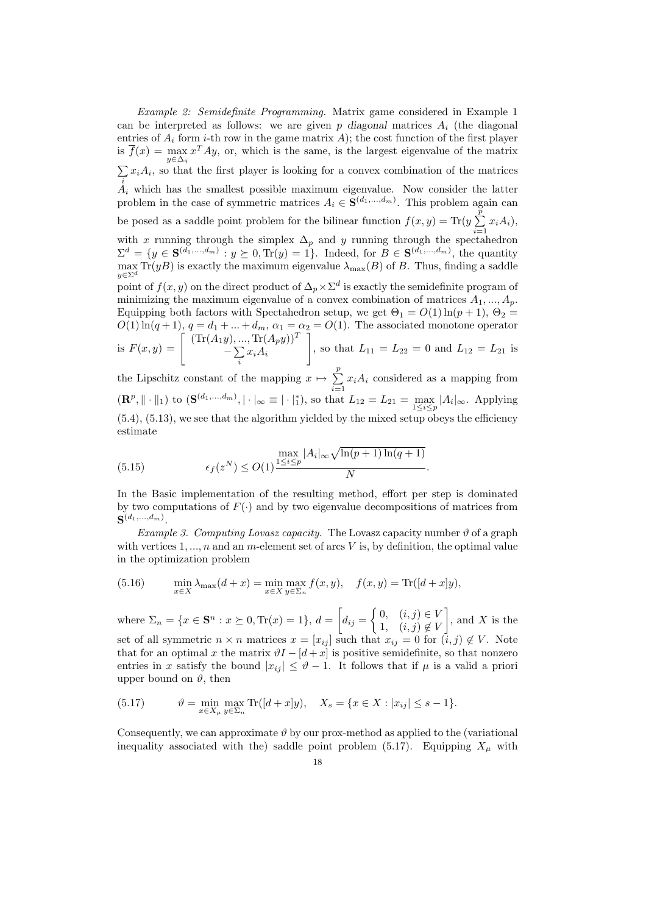*Example 2: Semidefinite Programming.* Matrix game considered in Example 1 can be interpreted as follows: we are given $p$ *diagonal* matrices $A_i$ (the diagonal entries of $A_i$ form $i$-th row in the game matrix $A$); the cost function of the first player is $\overline{f}(x) = \max_{y\in\Delta_q} x^T Ay$, or, which is the same, is the largest eigenvalue of the matrix $\sum_i x_i A_i$, so that the first player is looking for a convex combination of the matrices $A_i$ which has the smallest possible maximum eigenvalue. Now consider the latter problem in the case of symmetric matrices $A_i \in \mathbf{S}^{(d_1,...,d_m)}$. This problem again can be posed as a saddle point problem for the bilinear function $f(x,y) = \mathrm{Tr}(y\sum_{i=1}^p x_i A_i)$, with $x$ running through the simplex $\Delta_p$ and $y$ running through the spectahedron $\Sigma^d = \{y \in \mathbf{S}^{(d_1,...,d_m)} : y \succeq 0, \mathrm{Tr}(y) = 1\}$. Indeed, for $B \in \mathbf{S}^{(d_1,...,d_m)}$, the quantity $\max_{y\in\Sigma^d} \mathrm{Tr}(yB)$ is exactly the maximum eigenvalue $\lambda_{\max}(B)$ of $B$. Thus, finding a saddle point of $f(x,y)$ on the direct product of $\Delta_p \times \Sigma^d$ is exactly the semidefinite program of minimizing the maximum eigenvalue of a convex combination of matrices $A_1,...,A_p$. Equipping both factors with Spectahedron setup, we get $\Theta_1 = O(1)\ln(p+1)$, $\Theta_2 = O(1)\ln(q+1)$, $q = d_1 + ... + d_m$, $\alpha_1 = \alpha_2 = O(1)$. The associated monotone operator is $F(x,y) = \begin{bmatrix} (\mathrm{Tr}(A_1 y),...,\mathrm{Tr}(A_p y))^T \\ -\sum_i x_i A_i \end{bmatrix}$, so that $L_{11} = L_{22} = 0$ and $L_{12} = L_{21}$ is the Lipschitz constant of the mapping $x \mapsto \sum_{i=1}^p x_i A_i$ considered as a mapping from $(\mathbf{R}^p, \|\cdot\|_1)$ to $(\mathbf{S}^{(d_1,...,d_m)}, |\cdot|_\infty \equiv |\cdot|_1^*)$, so that $L_{12} = L_{21} = \max_{1\le i\le p} |A_i|_\infty$. Applying (5.4), (5.13), we see that the algorithm yielded by the mixed setup obeys the efficiency estimate

$$\epsilon_f(z^N) \le O(1)\frac{\max_{1\le i\le p} |A_i|_\infty \sqrt{\ln(p+1)\ln(q+1)}}{N}. \tag{5.15}$$

In the Basic implementation of the resulting method, effort per step is dominated by two computations of $F(\cdot)$ and by two eigenvalue decompositions of matrices from $\mathbf{S}^{(d_1,...,d_m)}$.

*Example 3. Computing Lovasz capacity.* The Lovasz capacity number $\vartheta$ of a graph with vertices $1,...,n$ and an $m$-element set of arcs $V$ is, by definition, the optimal value in the optimization problem

$$\min_{x\in X} \lambda_{\max}(d+x) = \min_{x\in X}\max_{y\in\Sigma_n} f(x,y), \quad f(x,y) = \mathrm{Tr}([d+x]y), \tag{5.16}$$

where $\Sigma_n = \{x \in \mathbf{S}^n : x \succeq 0, \mathrm{Tr}(x) = 1\}$, $d = \left[d_{ij} = \begin{cases} 0, & (i,j) \in V \\ 1, & (i,j) \notin V \end{cases}\right]$, and $X$ is the set of all symmetric $n \times n$ matrices $x = [x_{ij}]$ such that $x_{ij} = 0$ for $(i,j) \notin V$. Note that for an optimal $x$ the matrix $\vartheta I - [d+x]$ is positive semidefinite, so that nonzero entries in $x$ satisfy the bound $|x_{ij}| \le \vartheta - 1$. It follows that if $\mu$ is a valid a priori upper bound on $\vartheta$, then

$$\vartheta = \min_{x\in X_\mu}\max_{y\in\Sigma_n} \mathrm{Tr}([d+x]y), \quad X_s = \{x \in X : |x_{ij}| \le s - 1\}. \tag{5.17}$$

Consequently, we can approximate $\vartheta$ by our prox-method as applied to the (variational inequality associated with the) saddle point problem (5.17). Equipping $X_\mu$ with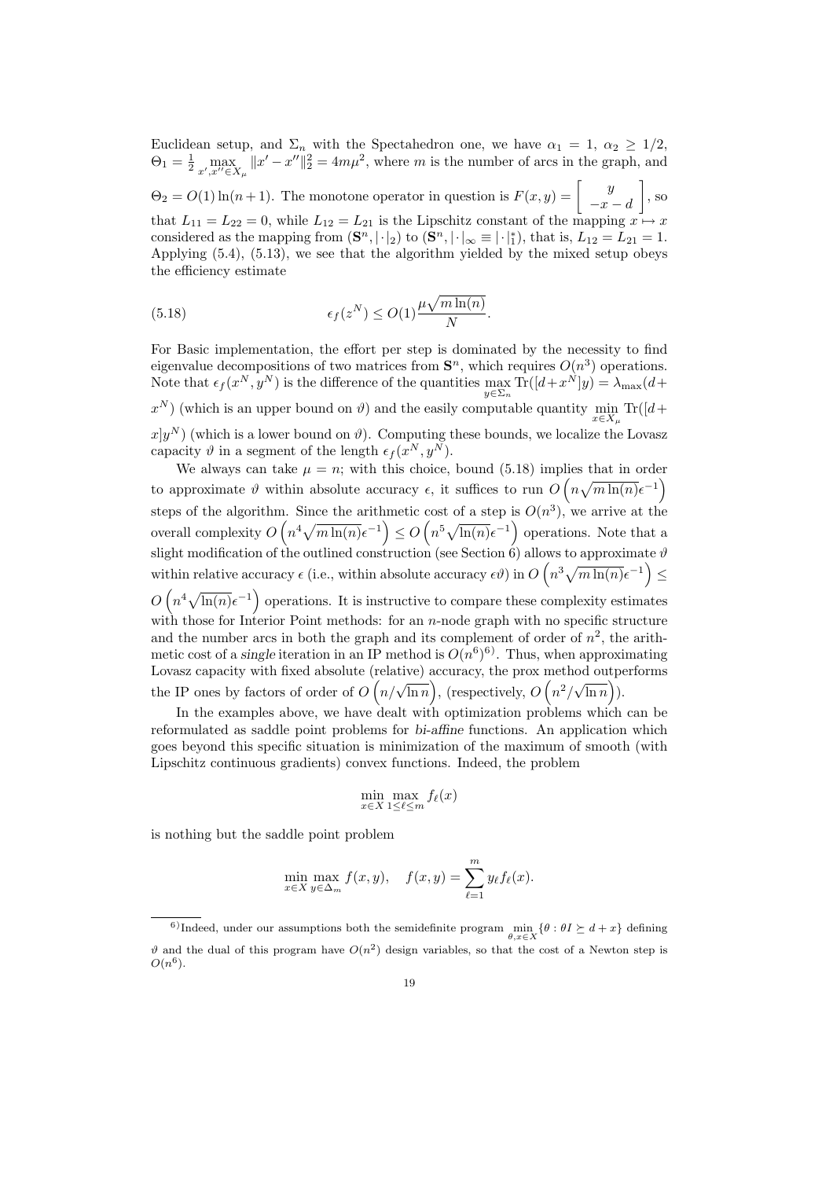Euclidean setup, and $\Sigma_n$ with the Spectahedron one, we have $\alpha_1 = 1$, $\alpha_2 \geq 1/2$, $\Theta_1 = \frac{1}{2} \max_{x',x'' \in X_\mu} \|x' - x''\|_2^2 = 4m\mu^2$, where $m$ is the number of arcs in the graph, and $\Theta_2 = O(1)\ln(n+1)$. The monotone operator in question is $F(x,y) = \begin{bmatrix} y \\ -x-d \end{bmatrix}$, so that $L_{11} = L_{22} = 0$, while $L_{12} = L_{21}$ is the Lipschitz constant of the mapping $x \mapsto x$ considered as the mapping from $(\mathbf{S}^n, |\cdot|_2)$ to $(\mathbf{S}^n, |\cdot|_\infty \equiv |\cdot|_1^*)$, that is, $L_{12} = L_{21} = 1$. Applying (5.4), (5.13), we see that the algorithm yielded by the mixed setup obeys the efficiency estimate

$$\epsilon_f(z^N) \leq O(1)\frac{\mu\sqrt{m\ln(n)}}{N}. \tag{5.18}$$

For Basic implementation, the effort per step is dominated by the necessity to find eigenvalue decompositions of two matrices from $\mathbf{S}^n$, which requires $O(n^3)$ operations. Note that $\epsilon_f(x^N, y^N)$ is the difference of the quantities $\max_{y \in \Sigma_n} \mathrm{Tr}([d+x^N]y) = \lambda_{\max}(d+x^N)$ (which is an upper bound on $\vartheta$) and the easily computable quantity $\min_{x \in X_\mu} \mathrm{Tr}([d+x]y^N)$ (which is a lower bound on $\vartheta$). Computing these bounds, we localize the Lovasz capacity $\vartheta$ in a segment of the length $\epsilon_f(x^N, y^N)$.

We always can take $\mu = n$; with this choice, bound (5.18) implies that in order to approximate $\vartheta$ within absolute accuracy $\epsilon$, it suffices to run $O\left(n\sqrt{m\ln(n)}\epsilon^{-1}\right)$ steps of the algorithm. Since the arithmetic cost of a step is $O(n^3)$, we arrive at the overall complexity $O\left(n^4\sqrt{m\ln(n)}\epsilon^{-1}\right) \leq O\left(n^5\sqrt{\ln(n)}\epsilon^{-1}\right)$ operations. Note that a slight modification of the outlined construction (see Section 6) allows to approximate $\vartheta$ within relative accuracy $\epsilon$ (i.e., within absolute accuracy $\epsilon\vartheta$) in $O\left(n^3\sqrt{m\ln(n)}\epsilon^{-1}\right) \leq O\left(n^4\sqrt{\ln(n)}\epsilon^{-1}\right)$ operations. It is instructive to compare these complexity estimates with those for Interior Point methods: for an $n$-node graph with no specific structure and the number arcs in both the graph and its complement of order of $n^2$, the arithmetic cost of a *single* iteration in an IP method is $O(n^6)$[6]. Thus, when approximating Lovasz capacity with fixed absolute (relative) accuracy, the prox method outperforms the IP ones by factors of order of $O\left(n/\sqrt{\ln n}\right)$, (respectively, $O\left(n^2/\sqrt{\ln n}\right)$).

In the examples above, we have dealt with optimization problems which can be reformulated as saddle point problems for *bi-affine* functions. An application which goes beyond this specific situation is minimization of the maximum of smooth (with Lipschitz continuous gradients) convex functions. Indeed, the problem

$$\min_{x \in X} \max_{1 \leq \ell \leq m} f_\ell(x)$$

is nothing but the saddle point problem

$$\min_{x \in X} \max_{y \in \Delta_m} f(x,y), \quad f(x,y) = \sum_{\ell=1}^m y_\ell f_\ell(x).$$

---

[6] Indeed, under our assumptions both the semidefinite program $\min_{\theta, x \in X}\{\theta : \theta I \succeq d + x\}$ defining $\vartheta$ and the dual of this program have $O(n^2)$ design variables, so that the cost of a Newton step is $O(n^6)$.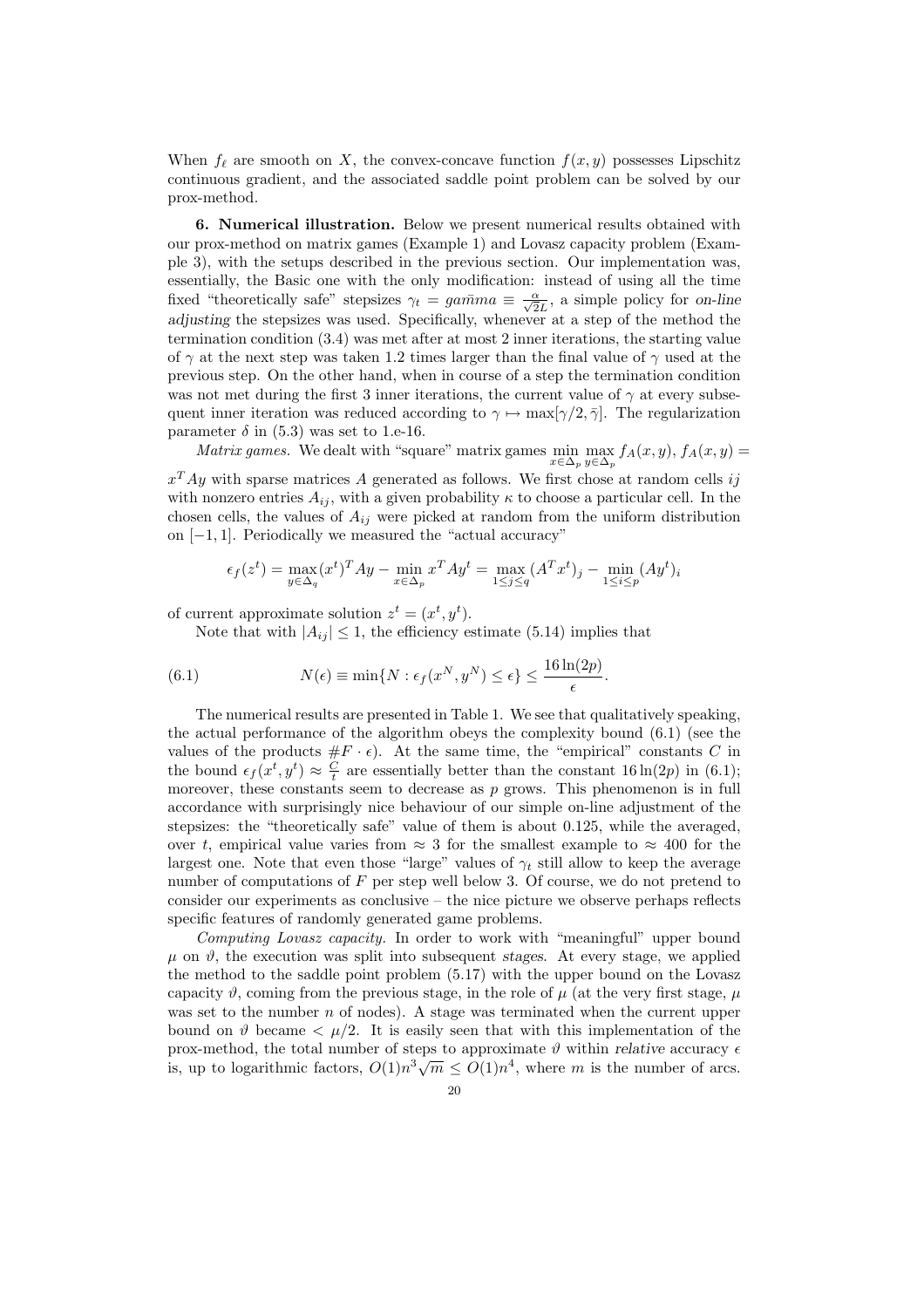When $f_\ell$ are smooth on $X$, the convex-concave function $f(x, y)$ possesses Lipschitz continuous gradient, and the associated saddle point problem can be solved by our prox-method.

**6. Numerical illustration.** Below we present numerical results obtained with our prox-method on matrix games (Example 1) and Lovasz capacity problem (Example 3), with the setups described in the previous section. Our implementation was, essentially, the Basic one with the only modification: instead of using all the time fixed "theoretically safe" stepsizes $\gamma_t = ga\bar{m}ma \equiv \frac{\alpha}{\sqrt{2}L}$, a simple policy for *on-line adjusting* the stepsizes was used. Specifically, whenever at a step of the method the termination condition (3.4) was met after at most 2 inner iterations, the starting value of $\gamma$ at the next step was taken 1.2 times larger than the final value of $\gamma$ used at the previous step. On the other hand, when in course of a step the termination condition was not met during the first 3 inner iterations, the current value of $\gamma$ at every subsequent inner iteration was reduced according to $\gamma \mapsto \max[\gamma/2, \bar{\gamma}]$. The regularization parameter $\delta$ in (5.3) was set to 1.e-16.

*Matrix games.* We dealt with "square" matrix games $\min\limits_{x\in\Delta_p}\max\limits_{y\in\Delta_p} f_A(x, y)$, $f_A(x, y) = x^T Ay$ with sparse matrices $A$ generated as follows. We first chose at random cells $ij$ with nonzero entries $A_{ij}$, with a given probability $\kappa$ to choose a particular cell. In the chosen cells, the values of $A_{ij}$ were picked at random from the uniform distribution on $[-1, 1]$. Periodically we measured the "actual accuracy"

$$\epsilon_f(z^t) = \max_{y\in\Delta_q}(x^t)^T Ay - \min_{x\in\Delta_p} x^T Ay^t = \max_{1\le j\le q}(A^T x^t)_j - \min_{1\le i\le p}(Ay^t)_i$$

of current approximate solution $z^t = (x^t, y^t)$.

Note that with $|A_{ij}| \le 1$, the efficiency estimate (5.14) implies that

$$N(\epsilon) \equiv \min\{N : \epsilon_f(x^N, y^N) \le \epsilon\} \le \frac{16\ln(2p)}{\epsilon}. \tag{6.1}$$

The numerical results are presented in Table 1. We see that qualitatively speaking, the actual performance of the algorithm obeys the complexity bound (6.1) (see the values of the products $\#F \cdot \epsilon$). At the same time, the "empirical" constants $C$ in the bound $\epsilon_f(x^t, y^t) \approx \frac{C}{t}$ are essentially better than the constant $16\ln(2p)$ in (6.1); moreover, these constants seem to decrease as $p$ grows. This phenomenon is in full accordance with surprisingly nice behaviour of our simple on-line adjustment of the stepsizes: the "theoretically safe" value of them is about 0.125, while the averaged, over $t$, empirical value varies from $\approx 3$ for the smallest example to $\approx 400$ for the largest one. Note that even those "large" values of $\gamma_t$ still allow to keep the average number of computations of $F$ per step well below 3. Of course, we do not pretend to consider our experiments as conclusive – the nice picture we observe perhaps reflects specific features of randomly generated game problems.

*Computing Lovasz capacity.* In order to work with "meaningful" upper bound $\mu$ on $\vartheta$, the execution was split into subsequent *stages*. At every stage, we applied the method to the saddle point problem (5.17) with the upper bound on the Lovasz capacity $\vartheta$, coming from the previous stage, in the role of $\mu$ (at the very first stage, $\mu$ was set to the number $n$ of nodes). A stage was terminated when the current upper bound on $\vartheta$ became $< \mu/2$. It is easily seen that with this implementation of the prox-method, the total number of steps to approximate $\vartheta$ within *relative* accuracy $\epsilon$ is, up to logarithmic factors, $O(1)n^3\sqrt{m} \le O(1)n^4$, where $m$ is the number of arcs.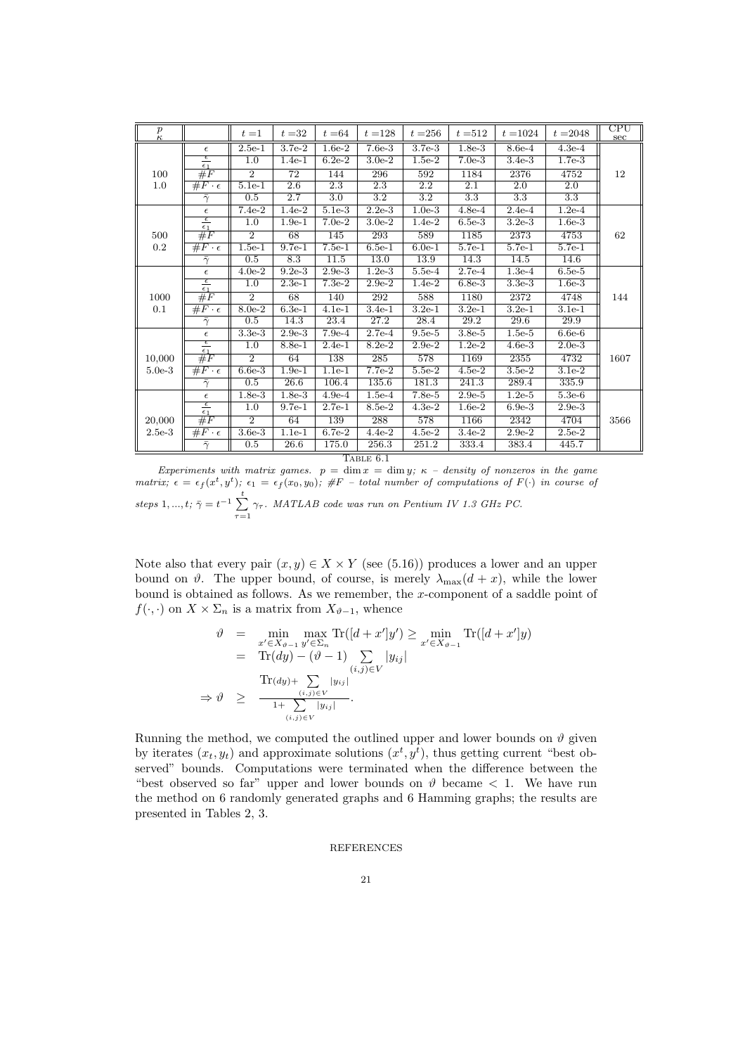| $p$ / $\kappa$ | | $t=1$ | $t=32$ | $t=64$ | $t=128$ | $t=256$ | $t=512$ | $t=1024$ | $t=2048$ | CPU sec |
|---|---|---|---|---|---|---|---|---|---|---|
| 100 | $\epsilon$ | 2.5e-1 | 3.7e-2 | 1.6e-2 | 7.6e-3 | 3.7e-3 | 1.8e-3 | 8.6e-4 | 4.3e-4 | 12 |
| 1.0 | $\frac{\epsilon}{\epsilon_1}$ | 1.0 | 1.4e-1 | 6.2e-2 | 3.0e-2 | 1.5e-2 | 7.0e-3 | 3.4e-3 | 1.7e-3 | |
| | $\#F$ | 2 | 72 | 144 | 296 | 592 | 1184 | 2376 | 4752 | |
| | $\#F\cdot\epsilon$ | 5.1e-1 | 2.6 | 2.3 | 2.3 | 2.2 | 2.1 | 2.0 | 2.0 | |
| | $\bar{\gamma}$ | 0.5 | 2.7 | 3.0 | 3.2 | 3.2 | 3.3 | 3.3 | 3.3 | |
| 500 | $\epsilon$ | 7.4e-2 | 1.4e-2 | 5.1e-3 | 2.2e-3 | 1.0e-3 | 4.8e-4 | 2.4e-4 | 1.2e-4 | 62 |
| 0.2 | $\frac{\epsilon}{\epsilon_1}$ | 1.0 | 1.9e-1 | 7.0e-2 | 3.0e-2 | 1.4e-2 | 6.5e-3 | 3.2e-3 | 1.6e-3 | |
| | $\#F$ | 2 | 68 | 145 | 293 | 589 | 1185 | 2373 | 4753 | |
| | $\#F\cdot\epsilon$ | 1.5e-1 | 9.7e-1 | 7.5e-1 | 6.5e-1 | 6.0e-1 | 5.7e-1 | 5.7e-1 | 5.7e-1 | |
| | $\bar{\gamma}$ | 0.5 | 8.3 | 11.5 | 13.0 | 13.9 | 14.3 | 14.5 | 14.6 | |
| 1000 | $\epsilon$ | 4.0e-2 | 9.2e-3 | 2.9e-3 | 1.2e-3 | 5.5e-4 | 2.7e-4 | 1.3e-4 | 6.5e-5 | 144 |
| 0.1 | $\frac{\epsilon}{\epsilon_1}$ | 1.0 | 2.3e-1 | 7.3e-2 | 2.9e-2 | 1.4e-2 | 6.8e-3 | 3.3e-3 | 1.6e-3 | |
| | $\#F$ | 2 | 68 | 140 | 292 | 588 | 1180 | 2372 | 4748 | |
| | $\#F\cdot\epsilon$ | 8.0e-2 | 6.3e-1 | 4.1e-1 | 3.4e-1 | 3.2e-1 | 3.2e-1 | 3.2e-1 | 3.1e-1 | |
| | $\bar{\gamma}$ | 0.5 | 14.3 | 23.4 | 27.2 | 28.4 | 29.2 | 29.6 | 29.9 | |
| 10,000 | $\epsilon$ | 3.3e-3 | 2.9e-3 | 7.9e-4 | 2.7e-4 | 9.5e-5 | 3.8e-5 | 1.5e-5 | 6.6e-6 | 1607 |
| 5.0e-3 | $\frac{\epsilon}{\epsilon_1}$ | 1.0 | 8.8e-1 | 2.4e-1 | 8.2e-2 | 2.9e-2 | 1.2e-2 | 4.6e-3 | 2.0e-3 | |
| | $\#F$ | 2 | 64 | 138 | 285 | 578 | 1169 | 2355 | 4732 | |
| | $\#F\cdot\epsilon$ | 6.6e-3 | 1.9e-1 | 1.1e-1 | 7.7e-2 | 5.5e-2 | 4.5e-2 | 3.5e-2 | 3.1e-2 | |
| | $\bar{\gamma}$ | 0.5 | 26.6 | 106.4 | 135.6 | 181.3 | 241.3 | 289.4 | 335.9 | |
| 20,000 | $\epsilon$ | 1.8e-3 | 1.8e-3 | 4.9e-4 | 1.5e-4 | 7.8e-5 | 2.9e-5 | 1.2e-5 | 5.3e-6 | 3566 |
| 2.5e-3 | $\frac{\epsilon}{\epsilon_1}$ | 1.0 | 9.7e-1 | 2.7e-1 | 8.5e-2 | 4.3e-2 | 1.6e-2 | 6.9e-3 | 2.9e-3 | |
| | $\#F$ | 2 | 64 | 139 | 288 | 578 | 1166 | 2342 | 4704 | |
| | $\#F\cdot\epsilon$ | 3.6e-3 | 1.1e-1 | 6.7e-2 | 4.4e-2 | 4.5e-2 | 3.4e-2 | 2.9e-2 | 2.5e-2 | |
| | $\bar{\gamma}$ | 0.5 | 26.6 | 175.0 | 256.3 | 251.2 | 333.4 | 383.4 | 445.7 | |

TABLE 6.1

*Experiments with matrix games.* $p = \dim x = \dim y$; $\kappa$ *– density of nonzeros in the game matrix;* $\epsilon = \epsilon_f(x^t, y^t)$; $\epsilon_1 = \epsilon_f(x_0, y_0)$; $\#F$ *– total number of computations of* $F(\cdot)$ *in course of steps* $1, ..., t$; $\bar{\gamma} = t^{-1}\sum_{\tau=1}^{t}\gamma_\tau$. *MATLAB code was run on Pentium IV 1.3 GHz PC.*

Note also that every pair $(x, y) \in X \times Y$ (see (5.16)) produces a lower and an upper bound on $\vartheta$. The upper bound, of course, is merely $\lambda_{\max}(d + x)$, while the lower bound is obtained as follows. As we remember, the $x$-component of a saddle point of $f(\cdot, \cdot)$ on $X \times \Sigma_n$ is a matrix from $X_{\vartheta-1}$, whence

$$
\begin{array}{rcl}
\vartheta & = & \min\limits_{x' \in X_{\vartheta-1}} \max\limits_{y' \in \Sigma_n} \mathrm{Tr}([d + x']y') \geq \min\limits_{x' \in X_{\vartheta-1}} \mathrm{Tr}([d + x']y) \\
& = & \mathrm{Tr}(dy) - (\vartheta - 1) \sum\limits_{(i,j) \in V} |y_{ij}| \\
\Rightarrow \vartheta & \geq & \dfrac{\mathrm{Tr}(dy) + \sum\limits_{(i,j)\in V} |y_{ij}|}{1 + \sum\limits_{(i,j)\in V} |y_{ij}|}.
\end{array}
$$

Running the method, we computed the outlined upper and lower bounds on $\vartheta$ given by iterates $(x_t, y_t)$ and approximate solutions $(x^t, y^t)$, thus getting current "best observed" bounds. Computations were terminated when the difference between the "best observed so far" upper and lower bounds on $\vartheta$ became $< 1$. We have run the method on 6 randomly generated graphs and 6 Hamming graphs; the results are presented in Tables 2, 3.

REFERENCES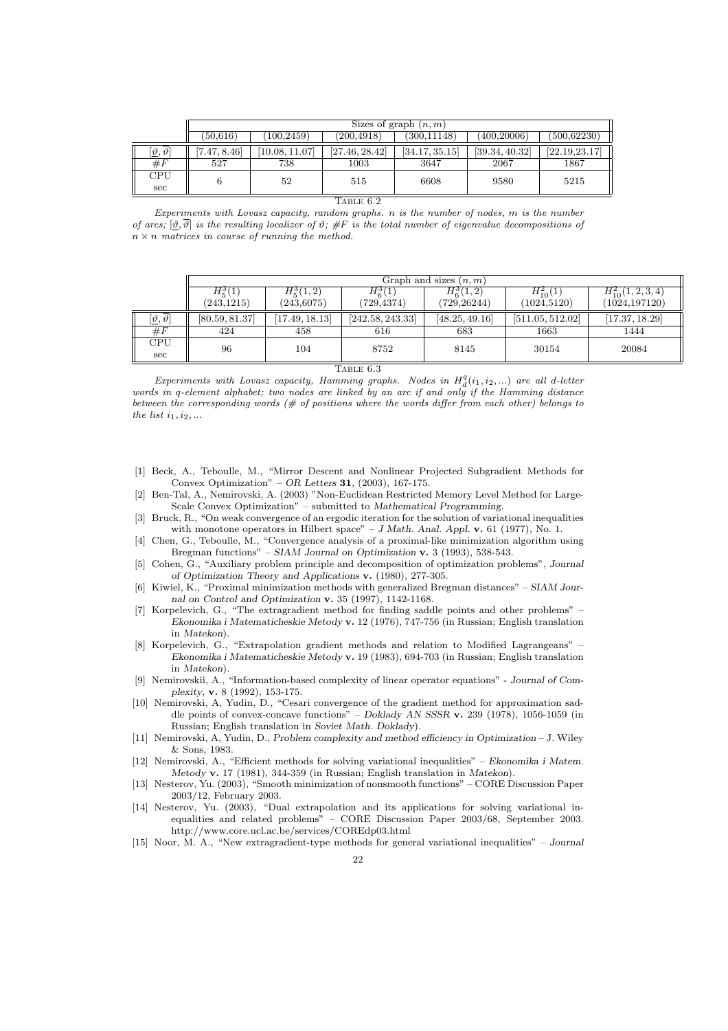| | Sizes of graph $(n, m)$ | | | | | |
|---|---|---|---|---|---|---|
| | (50,616) | (100,2459) | (200,4918) | (300,11148) | (400,20006) | (500,62230) |
| $[\underline{\vartheta}, \overline{\vartheta}]$ | [7.47, 8.46] | [10.08, 11.07] | [27.46, 28.42] | [34.17, 35.15] | [39.34, 40.32] | [22.19,23.17] |
| $\#F$ | 527 | 738 | 1003 | 3647 | 2067 | 1867 |
| CPU sec | 6 | 52 | 515 | 6608 | 9580 | 5215 |

TABLE 6.2

*Experiments with Lovasz capacity, random graphs. $n$ is the number of nodes, $m$ is the number of arcs; $[\underline{\vartheta}, \overline{\vartheta}]$ is the resulting localizer of $\vartheta$; $\#F$ is the total number of eigenvalue decompositions of $n \times n$ matrices in course of running the method.*

| | Graph and sizes $(n, m)$ | | | | | |
|---|---|---|---|---|---|---|
| | $H_5^3(1)$ (243,1215) | $H_5^3(1,2)$ (243,6075) | $H_6^3(1)$ (729,4374) | $H_6^3(1,2)$ (729,26244) | $H_{10}^2(1)$ (1024,5120) | $H_{10}^2(1,2,3,4)$ (1024,197120) |
| $[\underline{\vartheta}, \overline{\vartheta}]$ | [80.59, 81.37] | [17.49, 18.13] | [242.58, 243.33] | [48.25, 49.16] | [511.05, 512.02] | [17.37, 18.29] |
| $\#F$ | 424 | 458 | 616 | 683 | 1663 | 1444 |
| CPU sec | 96 | 104 | 8752 | 8145 | 30154 | 20084 |

TABLE 6.3

*Experiments with Lovasz capacity, Hamming graphs. Nodes in $H_d^q(i_1, i_2, \ldots)$ are all $d$-letter words in $q$-element alphabet; two nodes are linked by an arc if and only if the Hamming distance between the corresponding words (# of positions where the words differ from each other) belongs to the list $i_1, i_2, \ldots$*

[1] Beck, A., Teboulle, M., "Mirror Descent and Nonlinear Projected Subgradient Methods for Convex Optimization" – *OR Letters* **31**, (2003), 167-175.

[2] Ben-Tal, A., Nemirovski, A. (2003) "Non-Euclidean Restricted Memory Level Method for Large-Scale Convex Optimization" – submitted to *Mathematical Programming*.

[3] Bruck, R., "On weak convergence of an ergodic iteration for the solution of variational inequalities with monotone operators in Hilbert space" – *J Math. Anal. Appl.* **v.** 61 (1977), No. 1.

[4] Chen, G., Teboulle, M., "Convergence analysis of a proximal-like minimization algorithm using Bregman functions" – *SIAM Journal on Optimization* **v.** 3 (1993), 538-543.

[5] Cohen, G., "Auxiliary problem principle and decomposition of optimization problems", *Journal of Optimization Theory and Applications* **v.** (1980), 277-305.

[6] Kiwiel, K., "Proximal minimization methods with generalized Bregman distances" – *SIAM Journal on Control and Optimization* **v.** 35 (1997), 1142-1168.

[7] Korpelevich, G., "The extragradient method for finding saddle points and other problems" – *Ekonomika i Matematicheskie Metody* **v.** 12 (1976), 747-756 (in Russian; English translation in *Matekon*).

[8] Korpelevich, G., "Extrapolation gradient methods and relation to Modified Lagrangeans" – *Ekonomika i Matematicheskie Metody* **v.** 19 (1983), 694-703 (in Russian; English translation in *Matekon*).

[9] Nemirovskii, A., "Information-based complexity of linear operator equations" - *Journal of Complexity*, **v.** 8 (1992), 153-175.

[10] Nemirovski, A, Yudin, D., "Cesari convergence of the gradient method for approximation saddle points of convex-concave functions" – *Doklady AN SSSR* **v.** 239 (1978), 1056-1059 (in Russian; English translation in *Soviet Math. Doklady*).

[11] Nemirovski, A, Yudin, D., *Problem complexity and method efficiency in Optimization* – J. Wiley & Sons, 1983.

[12] Nemirovski, A., "Efficient methods for solving variational inequalities" – *Ekonomika i Matem. Metody* **v.** 17 (1981), 344-359 (in Russian; English translation in *Matekon*).

[13] Nesterov, Yu. (2003), "Smooth minimization of nonsmooth functions" – CORE Discussion Paper 2003/12, February 2003.

[14] Nesterov, Yu. (2003), "Dual extrapolation and its applications for solving variational inequalities and related problems" – CORE Discussion Paper 2003/68, September 2003. http://www.core.ucl.ac.be/services/COREdp03.html

[15] Noor, M. A., "New extragradient-type methods for general variational inequalities" – *Journal*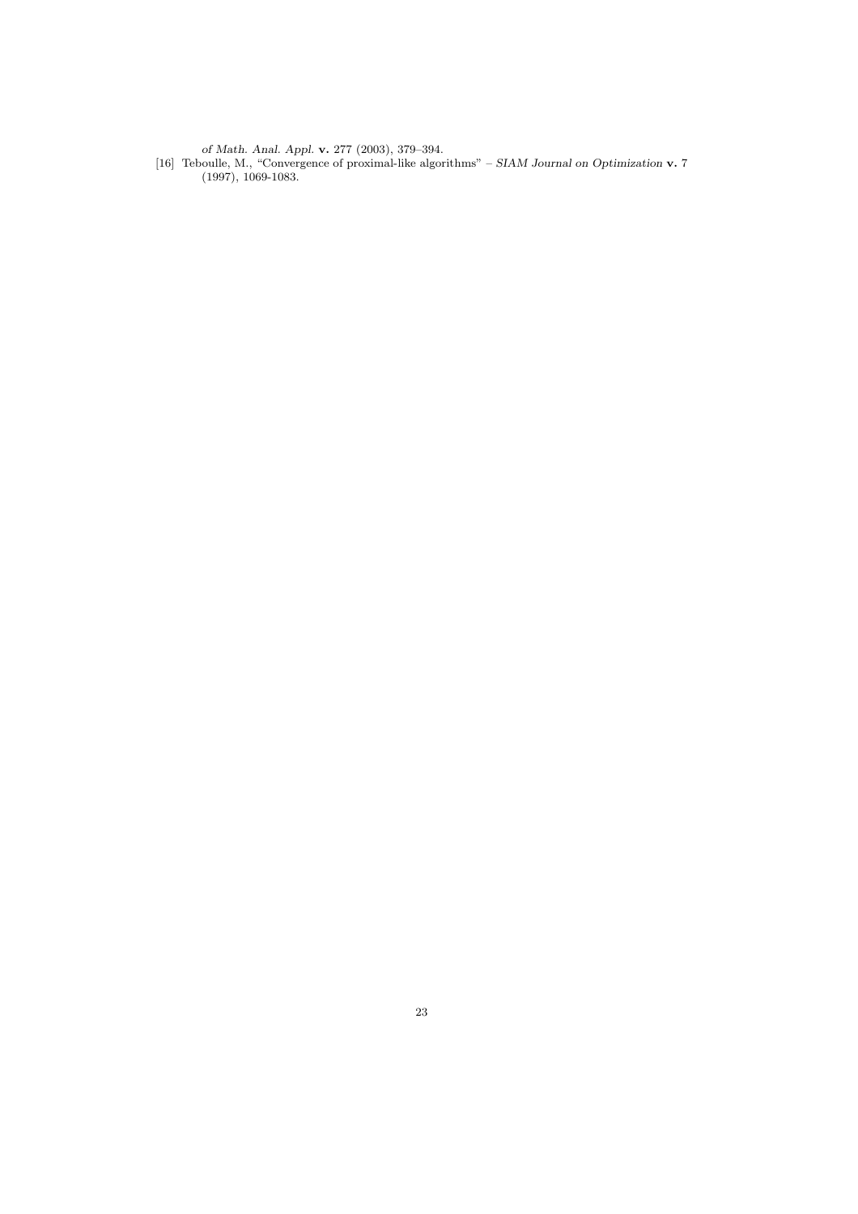*of Math. Anal. Appl.* **v.** 277 (2003), 379–394.

[16] Teboulle, M., "Convergence of proximal-like algorithms" – *SIAM Journal on Optimization* **v.** 7 (1997), 1069-1083.